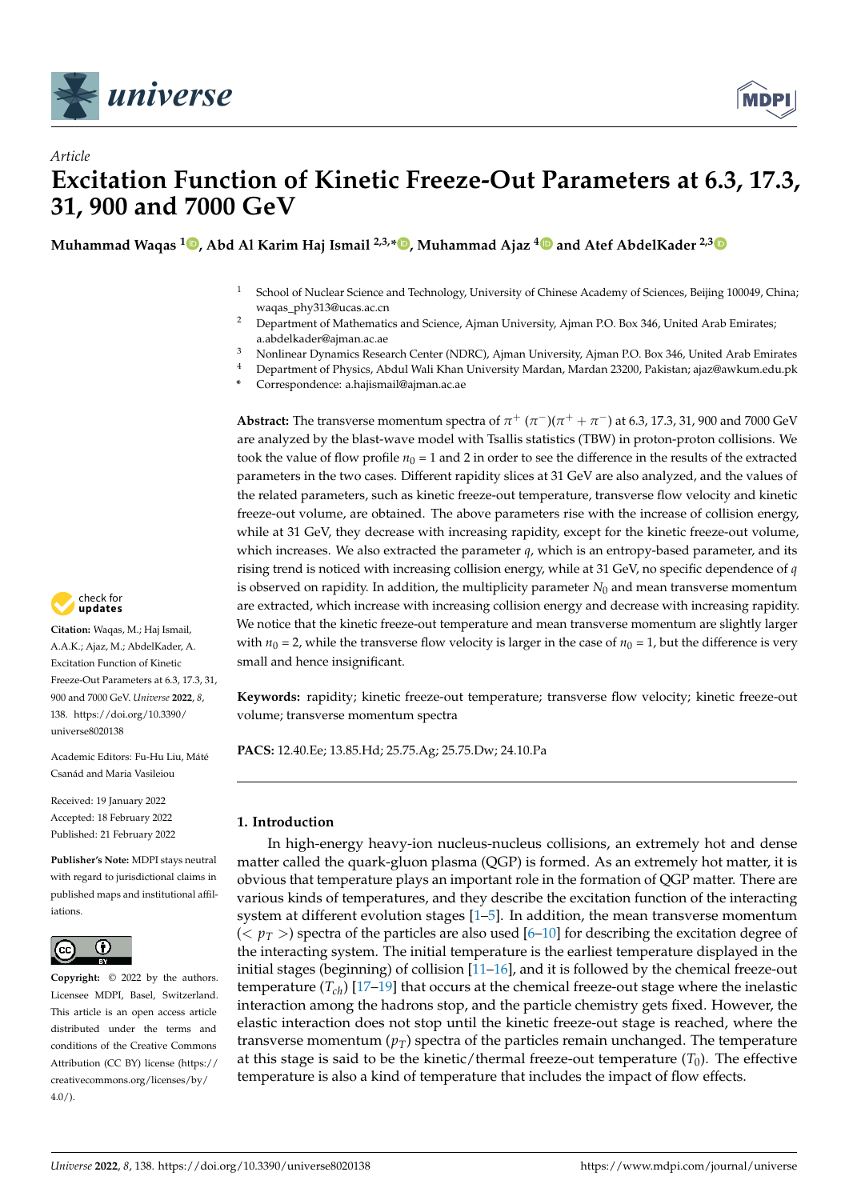*Article*

# Excitation Function of Kinetic Freeze-Out Parameters at 6.3, 17.3, 31, 900 and 7000 GeV

**Muhammad Waqas [1], Abd Al Karim Haj Ismail [2,3,*], Muhammad Ajaz [4] and Atef AbdelKader [2,3]**

1 School of Nuclear Science and Technology, University of Chinese Academy of Sciences, Beijing 100049, China; waqas_phy313@ucas.ac.cn
2 Department of Mathematics and Science, Ajman University, Ajman P.O. Box 346, United Arab Emirates; a.abdelkader@ajman.ac.ae
3 Nonlinear Dynamics Research Center (NDRC), Ajman University, Ajman P.O. Box 346, United Arab Emirates
4 Department of Physics, Abdul Wali Khan University Mardan, Mardan 23200, Pakistan; ajaz@awkum.edu.pk
* Correspondence: a.hajismail@ajman.ac.ae

**Abstract:** The transverse momentum spectra of $\pi^+$ $(\pi^-)(\pi^+ + \pi^-)$ at 6.3, 17.3, 31, 900 and 7000 GeV are analyzed by the blast-wave model with Tsallis statistics (TBW) in proton-proton collisions. We took the value of flow profile $n_0$ = 1 and 2 in order to see the difference in the results of the extracted parameters in the two cases. Different rapidity slices at 31 GeV are also analyzed, and the values of the related parameters, such as kinetic freeze-out temperature, transverse flow velocity and kinetic freeze-out volume, are obtained. The above parameters rise with the increase of collision energy, while at 31 GeV, they decrease with increasing rapidity, except for the kinetic freeze-out volume, which increases. We also extracted the parameter $q$, which is an entropy-based parameter, and its rising trend is noticed with increasing collision energy, while at 31 GeV, no specific dependence of $q$ is observed on rapidity. In addition, the multiplicity parameter $N_0$ and mean transverse momentum are extracted, which increase with increasing collision energy and decrease with increasing rapidity. We notice that the kinetic freeze-out temperature and mean transverse momentum are slightly larger with $n_0$ = 2, while the transverse flow velocity is larger in the case of $n_0$ = 1, but the difference is very small and hence insignificant.

**Keywords:** rapidity; kinetic freeze-out temperature; transverse flow velocity; kinetic freeze-out volume; transverse momentum spectra

**PACS:** 12.40.Ee; 13.85.Hd; 25.75.Ag; 25.75.Dw; 24.10.Pa

**Citation:** Waqas, M.; Haj Ismail, A.A.K.; Ajaz, M.; AbdelKader, A. Excitation Function of Kinetic Freeze-Out Parameters at 6.3, 17.3, 31, 900 and 7000 GeV. *Universe* **2022**, *8*, 138. https://doi.org/10.3390/universe8020138

Academic Editors: Fu-Hu Liu, Máté Csanád and Maria Vasileiou

Received: 19 January 2022
Accepted: 18 February 2022
Published: 21 February 2022

**Publisher's Note:** MDPI stays neutral with regard to jurisdictional claims in published maps and institutional affiliations.

**Copyright:** © 2022 by the authors. Licensee MDPI, Basel, Switzerland. This article is an open access article distributed under the terms and conditions of the Creative Commons Attribution (CC BY) license (https://creativecommons.org/licenses/by/4.0/).

## 1. Introduction

In high-energy heavy-ion nucleus-nucleus collisions, an extremely hot and dense matter called the quark-gluon plasma (QGP) is formed. As an extremely hot matter, it is obvious that temperature plays an important role in the formation of QGP matter. There are various kinds of temperatures, and they describe the excitation function of the interacting system at different evolution stages [1–5]. In addition, the mean transverse momentum ($< p_T >$) spectra of the particles are also used [6–10] for describing the excitation degree of the interacting system. The initial temperature is the earliest temperature displayed in the initial stages (beginning) of collision [11–16], and it is followed by the chemical freeze-out temperature ($T_{ch}$) [17–19] that occurs at the chemical freeze-out stage where the inelastic interaction among the hadrons stop, and the particle chemistry gets fixed. However, the elastic interaction does not stop until the kinetic freeze-out stage is reached, where the transverse momentum ($p_T$) spectra of the particles remain unchanged. The temperature at this stage is said to be the kinetic/thermal freeze-out temperature ($T_0$). The effective temperature is also a kind of temperature that includes the impact of flow effects.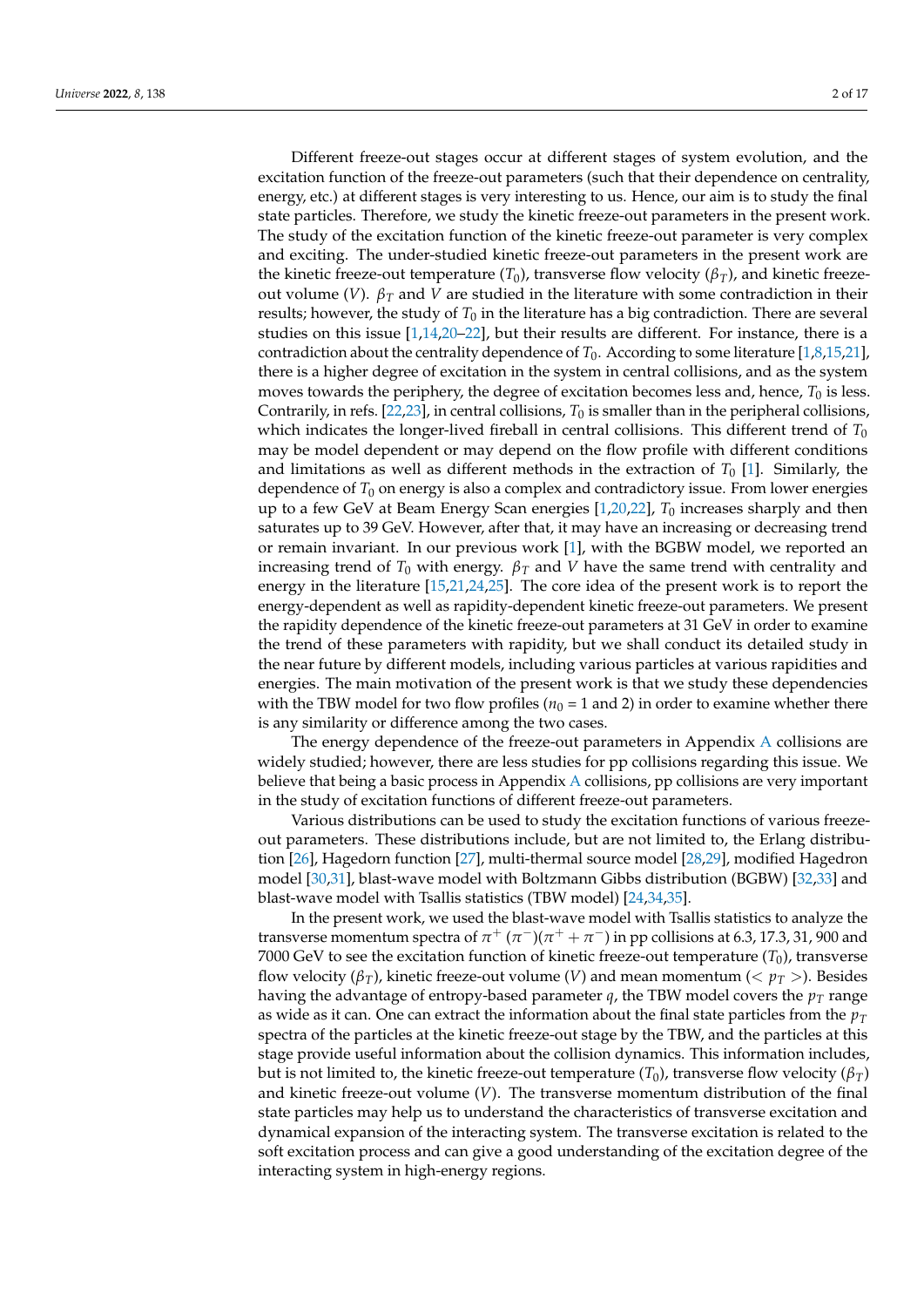Different freeze-out stages occur at different stages of system evolution, and the excitation function of the freeze-out parameters (such that their dependence on centrality, energy, etc.) at different stages is very interesting to us. Hence, our aim is to study the final state particles. Therefore, we study the kinetic freeze-out parameters in the present work. The study of the excitation function of the kinetic freeze-out parameter is very complex and exciting. The under-studied kinetic freeze-out parameters in the present work are the kinetic freeze-out temperature ($T_0$), transverse flow velocity ($\beta_T$), and kinetic freeze-out volume ($V$). $\beta_T$ and $V$ are studied in the literature with some contradiction in their results; however, the study of $T_0$ in the literature has a big contradiction. There are several studies on this issue [1,14,20–22], but their results are different. For instance, there is a contradiction about the centrality dependence of $T_0$. According to some literature [1,8,15,21], there is a higher degree of excitation in the system in central collisions, and as the system moves towards the periphery, the degree of excitation becomes less and, hence, $T_0$ is less. Contrarily, in refs. [22,23], in central collisions, $T_0$ is smaller than in the peripheral collisions, which indicates the longer-lived fireball in central collisions. This different trend of $T_0$ may be model dependent or may depend on the flow profile with different conditions and limitations as well as different methods in the extraction of $T_0$ [1]. Similarly, the dependence of $T_0$ on energy is also a complex and contradictory issue. From lower energies up to a few GeV at Beam Energy Scan energies [1,20,22], $T_0$ increases sharply and then saturates up to 39 GeV. However, after that, it may have an increasing or decreasing trend or remain invariant. In our previous work [1], with the BGBW model, we reported an increasing trend of $T_0$ with energy. $\beta_T$ and $V$ have the same trend with centrality and energy in the literature [15,21,24,25]. The core idea of the present work is to report the energy-dependent as well as rapidity-dependent kinetic freeze-out parameters. We present the rapidity dependence of the kinetic freeze-out parameters at 31 GeV in order to examine the trend of these parameters with rapidity, but we shall conduct its detailed study in the near future by different models, including various particles at various rapidities and energies. The main motivation of the present work is that we study these dependencies with the TBW model for two flow profiles ($n_0$ = 1 and 2) in order to examine whether there is any similarity or difference among the two cases.

The energy dependence of the freeze-out parameters in Appendix A collisions are widely studied; however, there are less studies for pp collisions regarding this issue. We believe that being a basic process in Appendix A collisions, pp collisions are very important in the study of excitation functions of different freeze-out parameters.

Various distributions can be used to study the excitation functions of various freeze-out parameters. These distributions include, but are not limited to, the Erlang distribution [26], Hagedorn function [27], multi-thermal source model [28,29], modified Hagedron model [30,31], blast-wave model with Boltzmann Gibbs distribution (BGBW) [32,33] and blast-wave model with Tsallis statistics (TBW model) [24,34,35].

In the present work, we used the blast-wave model with Tsallis statistics to analyze the transverse momentum spectra of $\pi^+$ ($\pi^-$)($\pi^+ + \pi^-$) in pp collisions at 6.3, 17.3, 31, 900 and 7000 GeV to see the excitation function of kinetic freeze-out temperature ($T_0$), transverse flow velocity ($\beta_T$), kinetic freeze-out volume ($V$) and mean momentum ($< p_T >$). Besides having the advantage of entropy-based parameter $q$, the TBW model covers the $p_T$ range as wide as it can. One can extract the information about the final state particles from the $p_T$ spectra of the particles at the kinetic freeze-out stage by the TBW, and the particles at this stage provide useful information about the collision dynamics. This information includes, but is not limited to, the kinetic freeze-out temperature ($T_0$), transverse flow velocity ($\beta_T$) and kinetic freeze-out volume ($V$). The transverse momentum distribution of the final state particles may help us to understand the characteristics of transverse excitation and dynamical expansion of the interacting system. The transverse excitation is related to the soft excitation process and can give a good understanding of the excitation degree of the interacting system in high-energy regions.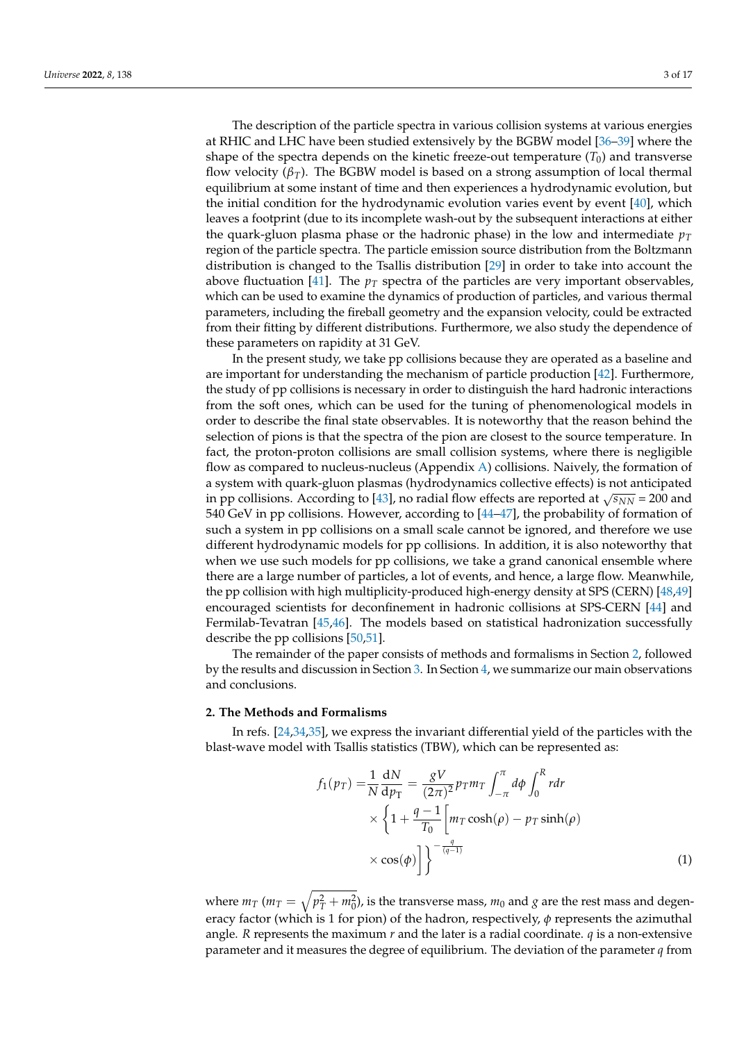The description of the particle spectra in various collision systems at various energies at RHIC and LHC have been studied extensively by the BGBW model [36–39] where the shape of the spectra depends on the kinetic freeze-out temperature ($T_0$) and transverse flow velocity ($\beta_T$). The BGBW model is based on a strong assumption of local thermal equilibrium at some instant of time and then experiences a hydrodynamic evolution, but the initial condition for the hydrodynamic evolution varies event by event [40], which leaves a footprint (due to its incomplete wash-out by the subsequent interactions at either the quark-gluon plasma phase or the hadronic phase) in the low and intermediate $p_T$ region of the particle spectra. The particle emission source distribution from the Boltzmann distribution is changed to the Tsallis distribution [29] in order to take into account the above fluctuation [41]. The $p_T$ spectra of the particles are very important observables, which can be used to examine the dynamics of production of particles, and various thermal parameters, including the fireball geometry and the expansion velocity, could be extracted from their fitting by different distributions. Furthermore, we also study the dependence of these parameters on rapidity at 31 GeV.

In the present study, we take pp collisions because they are operated as a baseline and are important for understanding the mechanism of particle production [42]. Furthermore, the study of pp collisions is necessary in order to distinguish the hard hadronic interactions from the soft ones, which can be used for the tuning of phenomenological models in order to describe the final state observables. It is noteworthy that the reason behind the selection of pions is that the spectra of the pion are closest to the source temperature. In fact, the proton-proton collisions are small collision systems, where there is negligible flow as compared to nucleus-nucleus (Appendix A) collisions. Naively, the formation of a system with quark-gluon plasmas (hydrodynamics collective effects) is not anticipated in pp collisions. According to [43], no radial flow effects are reported at $\sqrt{s_{NN}}$ = 200 and 540 GeV in pp collisions. However, according to [44–47], the probability of formation of such a system in pp collisions on a small scale cannot be ignored, and therefore we use different hydrodynamic models for pp collisions. In addition, it is also noteworthy that when we use such models for pp collisions, we take a grand canonical ensemble where there are a large number of particles, a lot of events, and hence, a large flow. Meanwhile, the pp collision with high multiplicity-produced high-energy density at SPS (CERN) [48,49] encouraged scientists for deconfinement in hadronic collisions at SPS-CERN [44] and Fermilab-Tevatran [45,46]. The models based on statistical hadronization successfully describe the pp collisions [50,51].

The remainder of the paper consists of methods and formalisms in Section 2, followed by the results and discussion in Section 3. In Section 4, we summarize our main observations and conclusions.

## 2. The Methods and Formalisms

In refs. [24,34,35], we express the invariant differential yield of the particles with the blast-wave model with Tsallis statistics (TBW), which can be represented as:

$$
\begin{aligned}
f_1(p_T) = & \frac{1}{N}\frac{\mathrm{d}N}{\mathrm{d}p_\mathrm{T}} = \frac{gV}{(2\pi)^2} p_T m_T \int_{-\pi}^{\pi} d\phi \int_0^R r dr \\
& \times \left\{ 1 + \frac{q-1}{T_0} \left[ m_T \cosh(\rho) - p_T \sinh(\rho) \right.\right. \\
& \left.\left. \times \cos(\phi) \right] \right\}^{-\frac{q}{(q-1)}}
\end{aligned} \tag{1}
$$

where $m_T$ ($m_T = \sqrt{p_T^2 + m_0^2}$), is the transverse mass, $m_0$ and $g$ are the rest mass and degeneracy factor (which is 1 for pion) of the hadron, respectively, $\phi$ represents the azimuthal angle. $R$ represents the maximum $r$ and the later is a radial coordinate. $q$ is a non-extensive parameter and it measures the degree of equilibrium. The deviation of the parameter $q$ from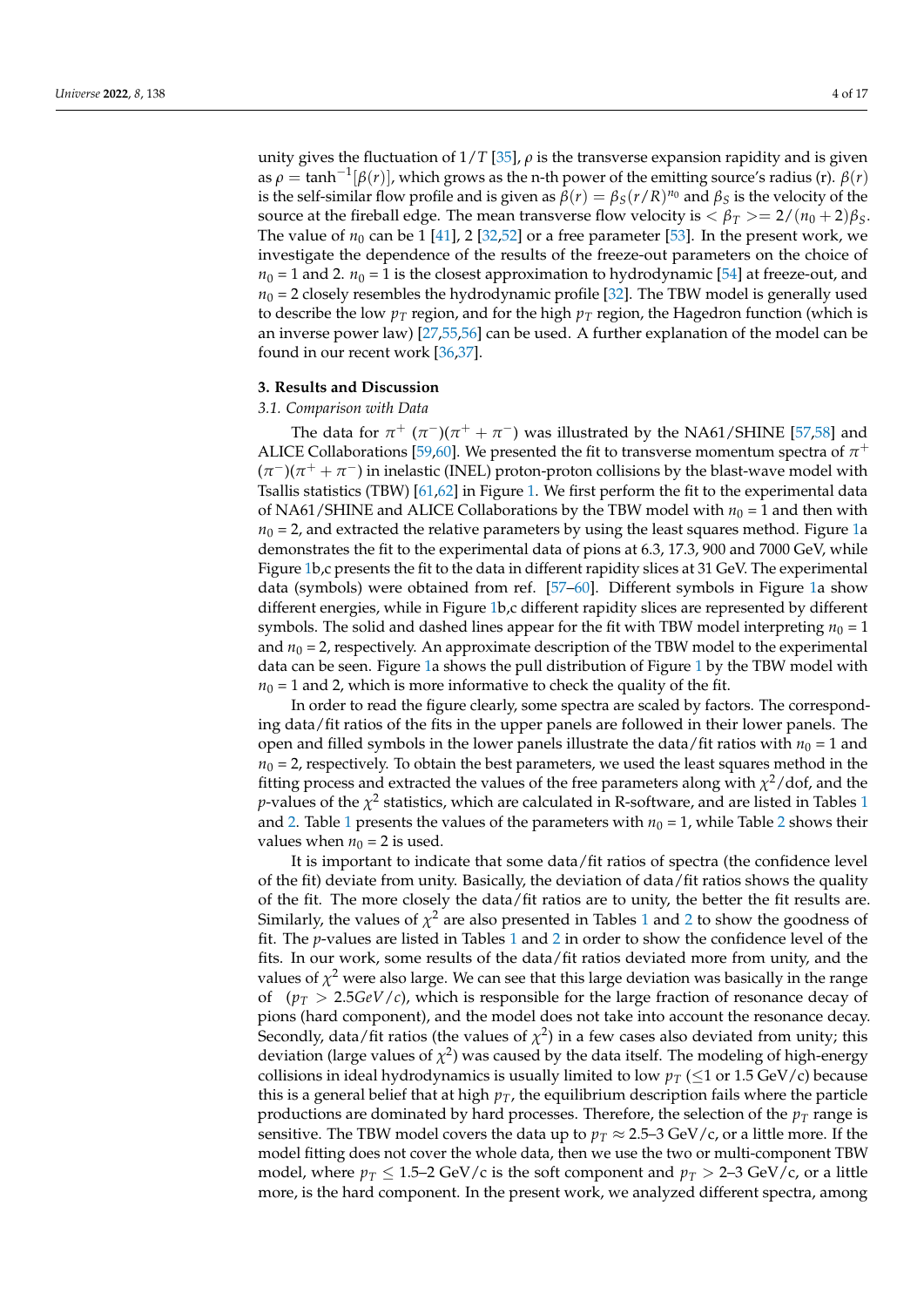unity gives the fluctuation of $1/T$ [35], $\rho$ is the transverse expansion rapidity and is given as $\rho = \tanh^{-1}[\beta(r)]$, which grows as the n-th power of the emitting source's radius (r). $\beta(r)$ is the self-similar flow profile and is given as $\beta(r) = \beta_S(r/R)^{n_0}$ and $\beta_S$ is the velocity of the source at the fireball edge. The mean transverse flow velocity is $<\beta_T>= 2/(n_0+2)\beta_S$. The value of $n_0$ can be 1 [41], 2 [32,52] or a free parameter [53]. In the present work, we investigate the dependence of the results of the freeze-out parameters on the choice of $n_0$ = 1 and 2. $n_0$ = 1 is the closest approximation to hydrodynamic [54] at freeze-out, and $n_0$ = 2 closely resembles the hydrodynamic profile [32]. The TBW model is generally used to describe the low $p_T$ region, and for the high $p_T$ region, the Hagedron function (which is an inverse power law) [27,55,56] can be used. A further explanation of the model can be found in our recent work [36,37].

## 3. Results and Discussion

### 3.1. Comparison with Data

The data for $\pi^+$ $(\pi^-)(\pi^+ + \pi^-)$ was illustrated by the NA61/SHINE [57,58] and ALICE Collaborations [59,60]. We presented the fit to transverse momentum spectra of $\pi^+$ $(\pi^-)(\pi^+ + \pi^-)$ in inelastic (INEL) proton-proton collisions by the blast-wave model with Tsallis statistics (TBW) [61,62] in Figure 1. We first perform the fit to the experimental data of NA61/SHINE and ALICE Collaborations by the TBW model with $n_0$ = 1 and then with $n_0$ = 2, and extracted the relative parameters by using the least squares method. Figure 1a demonstrates the fit to the experimental data of pions at 6.3, 17.3, 900 and 7000 GeV, while Figure 1b,c presents the fit to the data in different rapidity slices at 31 GeV. The experimental data (symbols) were obtained from ref. [57–60]. Different symbols in Figure 1a show different energies, while in Figure 1b,c different rapidity slices are represented by different symbols. The solid and dashed lines appear for the fit with TBW model interpreting $n_0$ = 1 and $n_0$ = 2, respectively. An approximate description of the TBW model to the experimental data can be seen. Figure 1a shows the pull distribution of Figure 1 by the TBW model with $n_0$ = 1 and 2, which is more informative to check the quality of the fit.

In order to read the figure clearly, some spectra are scaled by factors. The corresponding data/fit ratios of the fits in the upper panels are followed in their lower panels. The open and filled symbols in the lower panels illustrate the data/fit ratios with $n_0$ = 1 and $n_0$ = 2, respectively. To obtain the best parameters, we used the least squares method in the fitting process and extracted the values of the free parameters along with $\chi^2$/dof, and the $p$-values of the $\chi^2$ statistics, which are calculated in R-software, and are listed in Tables 1 and 2. Table 1 presents the values of the parameters with $n_0$ = 1, while Table 2 shows their values when $n_0$ = 2 is used.

It is important to indicate that some data/fit ratios of spectra (the confidence level of the fit) deviate from unity. Basically, the deviation of data/fit ratios shows the quality of the fit. The more closely the data/fit ratios are to unity, the better the fit results are. Similarly, the values of $\chi^2$ are also presented in Tables 1 and 2 to show the goodness of fit. The $p$-values are listed in Tables 1 and 2 in order to show the confidence level of the fits. In our work, some results of the data/fit ratios deviated more from unity, and the values of $\chi^2$ were also large. We can see that this large deviation was basically in the range of $(p_T > 2.5 GeV/c)$, which is responsible for the large fraction of resonance decay of pions (hard component), and the model does not take into account the resonance decay. Secondly, data/fit ratios (the values of $\chi^2$) in a few cases also deviated from unity; this deviation (large values of $\chi^2$) was caused by the data itself. The modeling of high-energy collisions in ideal hydrodynamics is usually limited to low $p_T$ ($\leq$1 or 1.5 GeV/c) because this is a general belief that at high $p_T$, the equilibrium description fails where the particle productions are dominated by hard processes. Therefore, the selection of the $p_T$ range is sensitive. The TBW model covers the data up to $p_T \approx$ 2.5–3 GeV/c, or a little more. If the model fitting does not cover the whole data, then we use the two or multi-component TBW model, where $p_T \leq$ 1.5–2 GeV/c is the soft component and $p_T >$ 2–3 GeV/c, or a little more, is the hard component. In the present work, we analyzed different spectra, among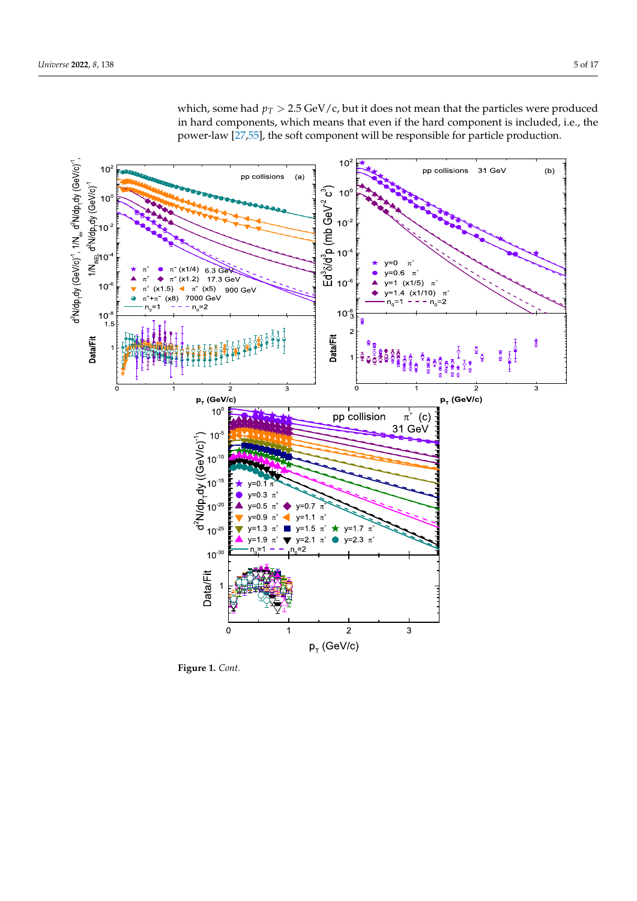which, some had $p_T > 2.5$ GeV/c, but it does not mean that the particles were produced in hard components, which means that even if the hard component is included, i.e., the power-law [27,55], the soft component will be responsible for particle production.

**Figure 1.** *Cont.*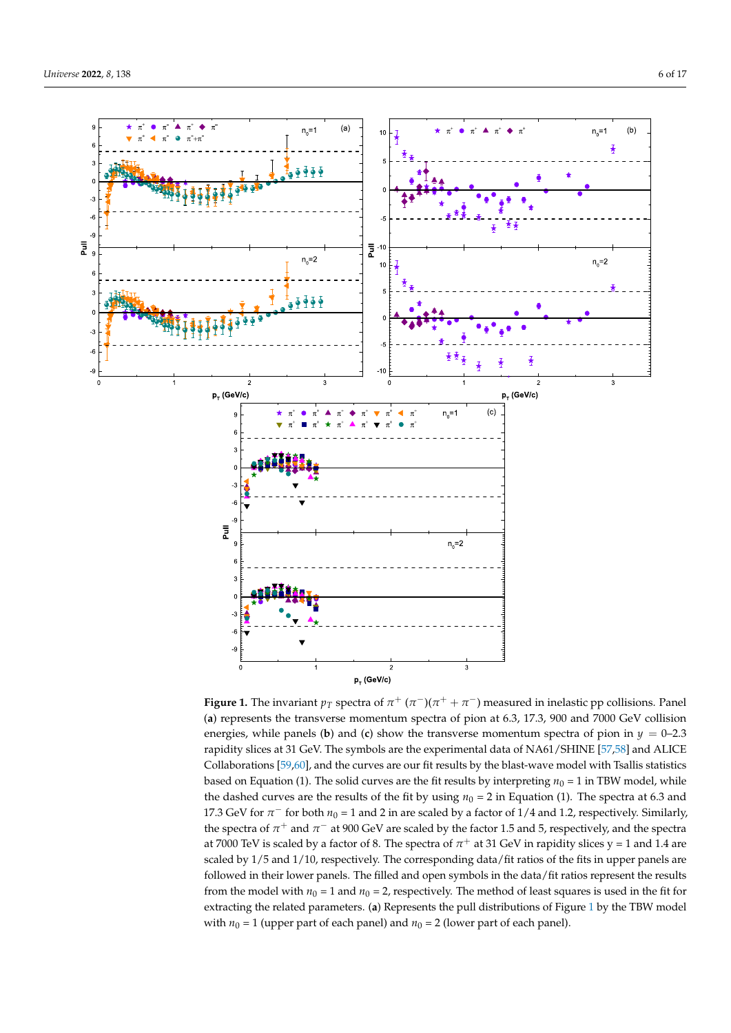**Figure 1.** The invariant $p_T$ spectra of $\pi^+$ ($\pi^-$)($\pi^+ + \pi^-$) measured in inelastic pp collisions. Panel (**a**) represents the transverse momentum spectra of pion at 6.3, 17.3, 900 and 7000 GeV collision energies, while panels (**b**) and (**c**) show the transverse momentum spectra of pion in $y$ = 0–2.3 rapidity slices at 31 GeV. The symbols are the experimental data of NA61/SHINE [57,58] and ALICE Collaborations [59,60], and the curves are our fit results by the blast-wave model with Tsallis statistics based on Equation (1). The solid curves are the fit results by interpreting $n_0$ = 1 in TBW model, while the dashed curves are the results of the fit by using $n_0$ = 2 in Equation (1). The spectra at 6.3 and 17.3 GeV for $\pi^-$ for both $n_0$ = 1 and 2 in are scaled by a factor of 1/4 and 1.2, respectively. Similarly, the spectra of $\pi^+$ and $\pi^-$ at 900 GeV are scaled by the factor 1.5 and 5, respectively, and the spectra at 7000 TeV is scaled by a factor of 8. The spectra of $\pi^+$ at 31 GeV in rapidity slices y = 1 and 1.4 are scaled by 1/5 and 1/10, respectively. The corresponding data/fit ratios of the fits in upper panels are followed in their lower panels. The filled and open symbols in the data/fit ratios represent the results from the model with $n_0$ = 1 and $n_0$ = 2, respectively. The method of least squares is used in the fit for extracting the related parameters. (**a**) Represents the pull distributions of Figure 1 by the TBW model with $n_0$ = 1 (upper part of each panel) and $n_0$ = 2 (lower part of each panel).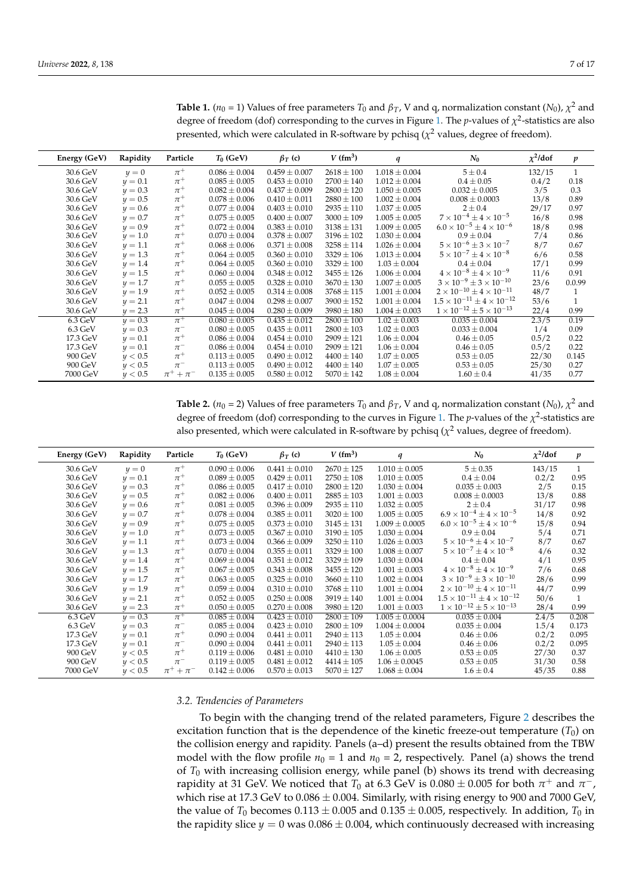**Table 1.** ($n_0$ = 1) Values of free parameters $T_0$ and $\beta_T$, V and q, normalization constant ($N_0$), $\chi^2$ and degree of freedom (dof) corresponding to the curves in Figure 1. The *p*-values of $\chi^2$-statistics are also presented, which were calculated in R-software by pchisq ($\chi^2$ values, degree of freedom).

| Energy (GeV) | Rapidity | Particle | $T_0$ (GeV) | $\beta_T$ (c) | $V$ (fm$^3$) | $q$ | $N_0$ | $\chi^2$/dof | $p$ |
|---|---|---|---|---|---|---|---|---|---|
| 30.6 GeV | $y = 0$ | $\pi^+$ | $0.086 \pm 0.004$ | $0.459 \pm 0.007$ | $2618 \pm 100$ | $1.018 \pm 0.004$ | $5 \pm 0.4$ | 132/15 | 1 |
| 30.6 GeV | $y = 0.1$ | $\pi^+$ | $0.085 \pm 0.005$ | $0.453 \pm 0.010$ | $2700 \pm 140$ | $1.012 \pm 0.004$ | $0.4 \pm 0.05$ | 0.4/2 | 0.18 |
| 30.6 GeV | $y = 0.3$ | $\pi^+$ | $0.082 \pm 0.004$ | $0.437 \pm 0.009$ | $2800 \pm 120$ | $1.050 \pm 0.005$ | $0.032 \pm 0.005$ | 3/5 | 0.3 |
| 30.6 GeV | $y = 0.5$ | $\pi^+$ | $0.078 \pm 0.006$ | $0.410 \pm 0.011$ | $2880 \pm 100$ | $1.002 \pm 0.004$ | $0.008 \pm 0.0003$ | 13/8 | 0.89 |
| 30.6 GeV | $y = 0.6$ | $\pi^+$ | $0.077 \pm 0.004$ | $0.403 \pm 0.010$ | $2935 \pm 110$ | $1.037 \pm 0.005$ | $2 \pm 0.4$ | 29/17 | 0.97 |
| 30.6 GeV | $y = 0.7$ | $\pi^+$ | $0.075 \pm 0.005$ | $0.400 \pm 0.007$ | $3000 \pm 109$ | $1.005 \pm 0.005$ | $7 \times 10^{-4} \pm 4 \times 10^{-5}$ | 16/8 | 0.98 |
| 30.6 GeV | $y = 0.9$ | $\pi^+$ | $0.072 \pm 0.004$ | $0.383 \pm 0.010$ | $3138 \pm 131$ | $1.009 \pm 0.005$ | $6.0 \times 10^{-5} \pm 4 \times 10^{-6}$ | 18/8 | 0.98 |
| 30.6 GeV | $y = 1.0$ | $\pi^+$ | $0.070 \pm 0.004$ | $0.378 \pm 0.007$ | $3196 \pm 102$ | $1.030 \pm 0.004$ | $0.9 \pm 0.04$ | 7/4 | 0.86 |
| 30.6 GeV | $y = 1.1$ | $\pi^+$ | $0.068 \pm 0.006$ | $0.371 \pm 0.008$ | $3258 \pm 114$ | $1.026 \pm 0.004$ | $5 \times 10^{-6} \pm 3 \times 10^{-7}$ | 8/7 | 0.67 |
| 30.6 GeV | $y = 1.3$ | $\pi^+$ | $0.064 \pm 0.005$ | $0.360 \pm 0.010$ | $3329 \pm 106$ | $1.013 \pm 0.004$ | $5 \times 10^{-7} \pm 4 \times 10^{-8}$ | 6/6 | 0.58 |
| 30.6 GeV | $y = 1.4$ | $\pi^+$ | $0.064 \pm 0.005$ | $0.360 \pm 0.010$ | $3329 \pm 100$ | $1.03 \pm 0.004$ | $0.4 \pm 0.04$ | 17/1 | 0.99 |
| 30.6 GeV | $y = 1.5$ | $\pi^+$ | $0.060 \pm 0.004$ | $0.348 \pm 0.012$ | $3455 \pm 126$ | $1.006 \pm 0.004$ | $4 \times 10^{-8} \pm 4 \times 10^{-9}$ | 11/6 | 0.91 |
| 30.6 GeV | $y = 1.7$ | $\pi^+$ | $0.055 \pm 0.005$ | $0.328 \pm 0.010$ | $3670 \pm 130$ | $1.007 \pm 0.005$ | $3 \times 10^{-9} \pm 3 \times 10^{-10}$ | 23/6 | 0.0.99 |
| 30.6 GeV | $y = 1.9$ | $\pi^+$ | $0.052 \pm 0.005$ | $0.314 \pm 0.008$ | $3768 \pm 115$ | $1.001 \pm 0.004$ | $2 \times 10^{-10} \pm 4 \times 10^{-11}$ | 48/7 | 1 |
| 30.6 GeV | $y = 2.1$ | $\pi^+$ | $0.047 \pm 0.004$ | $0.298 \pm 0.007$ | $3900 \pm 152$ | $1.001 \pm 0.004$ | $1.5 \times 10^{-11} \pm 4 \times 10^{-12}$ | 53/6 | 1 |
| 30.6 GeV | $y = 2.3$ | $\pi^+$ | $0.045 \pm 0.004$ | $0.280 \pm 0.009$ | $3980 \pm 180$ | $1.004 \pm 0.003$ | $1 \times 10^{-12} \pm 5 \times 10^{-13}$ | 22/4 | 0.99 |
| 6.3 GeV | $y = 0.3$ | $\pi^+$ | $0.080 \pm 0.005$ | $0.435 \pm 0.012$ | $2800 \pm 100$ | $1.02 \pm 0.003$ | $0.035 \pm 0.004$ | 2.3/5 | 0.19 |
| 6.3 GeV | $y = 0.3$ | $\pi^-$ | $0.080 \pm 0.005$ | $0.435 \pm 0.011$ | $2800 \pm 103$ | $1.02 \pm 0.003$ | $0.033 \pm 0.004$ | 1/4 | 0.09 |
| 17.3 GeV | $y = 0.1$ | $\pi^+$ | $0.086 \pm 0.004$ | $0.454 \pm 0.010$ | $2909 \pm 121$ | $1.06 \pm 0.004$ | $0.46 \pm 0.05$ | 0.5/2 | 0.22 |
| 17.3 GeV | $y = 0.1$ | $\pi^-$ | $0.086 \pm 0.004$ | $0.454 \pm 0.010$ | $2909 \pm 121$ | $1.06 \pm 0.004$ | $0.46 \pm 0.05$ | 0.5/2 | 0.22 |
| 900 GeV | $y < 0.5$ | $\pi^+$ | $0.113 \pm 0.005$ | $0.490 \pm 0.012$ | $4400 \pm 140$ | $1.07 \pm 0.005$ | $0.53 \pm 0.05$ | 22/30 | 0.145 |
| 900 GeV | $y < 0.5$ | $\pi^-$ | $0.113 \pm 0.005$ | $0.490 \pm 0.012$ | $4400 \pm 140$ | $1.07 \pm 0.005$ | $0.53 \pm 0.05$ | 25/30 | 0.27 |
| 7000 GeV | $y < 0.5$ | $\pi^+ + \pi^-$ | $0.135 \pm 0.005$ | $0.580 \pm 0.012$ | $5070 \pm 142$ | $1.08 \pm 0.004$ | $1.60 \pm 0.4$ | 41/35 | 0.77 |

**Table 2.** ($n_0$ = 2) Values of free parameters $T_0$ and $\beta_T$, V and q, normalization constant ($N_0$), $\chi^2$ and degree of freedom (dof) corresponding to the curves in Figure 1. The *p*-values of the $\chi^2$-statistics are also presented, which were calculated in R-software by pchisq ($\chi^2$ values, degree of freedom).

| Energy (GeV) | Rapidity | Particle | $T_0$ (GeV) | $\beta_T$ (c) | $V$ (fm$^3$) | $q$ | $N_0$ | $\chi^2$/dof | $p$ |
|---|---|---|---|---|---|---|---|---|---|
| 30.6 GeV | $y = 0$ | $\pi^+$ | $0.090 \pm 0.006$ | $0.441 \pm 0.010$ | $2670 \pm 125$ | $1.010 \pm 0.005$ | $5 \pm 0.35$ | 143/15 | 1 |
| 30.6 GeV | $y = 0.1$ | $\pi^+$ | $0.089 \pm 0.005$ | $0.429 \pm 0.011$ | $2750 \pm 108$ | $1.010 \pm 0.005$ | $0.4 \pm 0.04$ | 0.2/2 | 0.95 |
| 30.6 GeV | $y = 0.3$ | $\pi^+$ | $0.086 \pm 0.005$ | $0.417 \pm 0.010$ | $2800 \pm 120$ | $1.030 \pm 0.004$ | $0.035 \pm 0.003$ | 2/5 | 0.15 |
| 30.6 GeV | $y = 0.5$ | $\pi^+$ | $0.082 \pm 0.006$ | $0.400 \pm 0.011$ | $2885 \pm 103$ | $1.001 \pm 0.003$ | $0.008 \pm 0.0003$ | 13/8 | 0.88 |
| 30.6 GeV | $y = 0.6$ | $\pi^+$ | $0.081 \pm 0.005$ | $0.396 \pm 0.009$ | $2935 \pm 110$ | $1.032 \pm 0.005$ | $2 \pm 0.4$ | 31/17 | 0.98 |
| 30.6 GeV | $y = 0.7$ | $\pi^+$ | $0.078 \pm 0.004$ | $0.385 \pm 0.011$ | $3020 \pm 100$ | $1.005 \pm 0.005$ | $6.9 \times 10^{-4} \pm 4 \times 10^{-5}$ | 14/8 | 0.92 |
| 30.6 GeV | $y = 0.9$ | $\pi^+$ | $0.075 \pm 0.005$ | $0.373 \pm 0.010$ | $3145 \pm 131$ | $1.009 \pm 0.0005$ | $6.0 \times 10^{-5} \pm 4 \times 10^{-6}$ | 15/8 | 0.94 |
| 30.6 GeV | $y = 1.0$ | $\pi^+$ | $0.073 \pm 0.005$ | $0.367 \pm 0.010$ | $3190 \pm 105$ | $1.030 \pm 0.004$ | $0.9 \pm 0.04$ | 5/4 | 0.71 |
| 30.6 GeV | $y = 1.1$ | $\pi^+$ | $0.073 \pm 0.004$ | $0.366 \pm 0.009$ | $3250 \pm 110$ | $1.026 \pm 0.003$ | $5 \times 10^{-6} \pm 4 \times 10^{-7}$ | 8/7 | 0.67 |
| 30.6 GeV | $y = 1.3$ | $\pi^+$ | $0.070 \pm 0.004$ | $0.355 \pm 0.011$ | $3329 \pm 100$ | $1.008 \pm 0.007$ | $5 \times 10^{-7} \pm 4 \times 10^{-8}$ | 4/6 | 0.32 |
| 30.6 GeV | $y = 1.4$ | $\pi^+$ | $0.069 \pm 0.004$ | $0.351 \pm 0.012$ | $3329 \pm 109$ | $1.030 \pm 0.004$ | $0.4 \pm 0.04$ | 4/1 | 0.95 |
| 30.6 GeV | $y = 1.5$ | $\pi^+$ | $0.067 \pm 0.005$ | $0.343 \pm 0.008$ | $3455 \pm 120$ | $1.001 \pm 0.003$ | $4 \times 10^{-8} \pm 4 \times 10^{-9}$ | 7/6 | 0.68 |
| 30.6 GeV | $y = 1.7$ | $\pi^+$ | $0.063 \pm 0.005$ | $0.325 \pm 0.010$ | $3660 \pm 110$ | $1.002 \pm 0.004$ | $3 \times 10^{-9} \pm 3 \times 10^{-10}$ | 28/6 | 0.99 |
| 30.6 GeV | $y = 1.9$ | $\pi^+$ | $0.059 \pm 0.004$ | $0.310 \pm 0.010$ | $3768 \pm 110$ | $1.001 \pm 0.003$ | $2 \times 10^{-10} \pm 4 \times 10^{-11}$ | 44/7 | 0.99 |
| 30.6 GeV | $y = 2.1$ | $\pi^+$ | $0.052 \pm 0.005$ | $0.250 \pm 0.008$ | $3919 \pm 140$ | $1.001 \pm 0.004$ | $1.5 \times 10^{-11} \pm 4 \times 10^{-12}$ | 50/6 | 1 |
| 30.6 GeV | $y = 2.3$ | $\pi^+$ | $0.050 \pm 0.005$ | $0.270 \pm 0.008$ | $3980 \pm 120$ | $1.001 \pm 0.003$ | $1 \times 10^{-12} \pm 5 \times 10^{-13}$ | 28/4 | 0.99 |
| 6.3 GeV | $y = 0.3$ | $\pi^+$ | $0.085 \pm 0.004$ | $0.423 \pm 0.010$ | $2800 \pm 109$ | $1.005 \pm 0.0004$ | $0.035 \pm 0.004$ | 2.4/5 | 0.208 |
| 6.3 GeV | $y = 0.3$ | $\pi^-$ | $0.085 \pm 0.004$ | $0.423 \pm 0.010$ | $2800 \pm 109$ | $1.004 \pm 0.0004$ | $0.035 \pm 0.004$ | 1.5/4 | 0.173 |
| 17.3 GeV | $y = 0.1$ | $\pi^+$ | $0.090 \pm 0.004$ | $0.441 \pm 0.011$ | $2940 \pm 113$ | $1.05 \pm 0.004$ | $0.46 \pm 0.06$ | 0.2/2 | 0.095 |
| 17.3 GeV | $y = 0.1$ | $\pi^-$ | $0.090 \pm 0.004$ | $0.441 \pm 0.011$ | $2940 \pm 113$ | $1.05 \pm 0.004$ | $0.46 \pm 0.06$ | 0.2/2 | 0.095 |
| 900 GeV | $y < 0.5$ | $\pi^+$ | $0.119 \pm 0.006$ | $0.481 \pm 0.010$ | $4410 \pm 130$ | $1.06 \pm 0.005$ | $0.53 \pm 0.05$ | 27/30 | 0.37 |
| 900 GeV | $y < 0.5$ | $\pi^-$ | $0.119 \pm 0.005$ | $0.481 \pm 0.012$ | $4414 \pm 105$ | $1.06 \pm 0.0045$ | $0.53 \pm 0.05$ | 31/30 | 0.58 |
| 7000 GeV | $y < 0.5$ | $\pi^+ + \pi^-$ | $0.142 \pm 0.006$ | $0.570 \pm 0.013$ | $5070 \pm 127$ | $1.068 \pm 0.004$ | $1.6 \pm 0.4$ | 45/35 | 0.88 |

### 3.2. Tendencies of Parameters

To begin with the changing trend of the related parameters, Figure 2 describes the excitation function that is the dependence of the kinetic freeze-out temperature ($T_0$) on the collision energy and rapidity. Panels (a–d) present the results obtained from the TBW model with the flow profile $n_0$ = 1 and $n_0$ = 2, respectively. Panel (a) shows the trend of $T_0$ with increasing collision energy, while panel (b) shows its trend with decreasing rapidity at 31 GeV. We noticed that $T_0$ at 6.3 GeV is $0.080 \pm 0.005$ for both $\pi^+$ and $\pi^-$, which rise at 17.3 GeV to $0.086 \pm 0.004$. Similarly, with rising energy to 900 and 7000 GeV, the value of $T_0$ becomes $0.113 \pm 0.005$ and $0.135 \pm 0.005$, respectively. In addition, $T_0$ in the rapidity slice $y = 0$ was $0.086 \pm 0.004$, which continuously decreased with increasing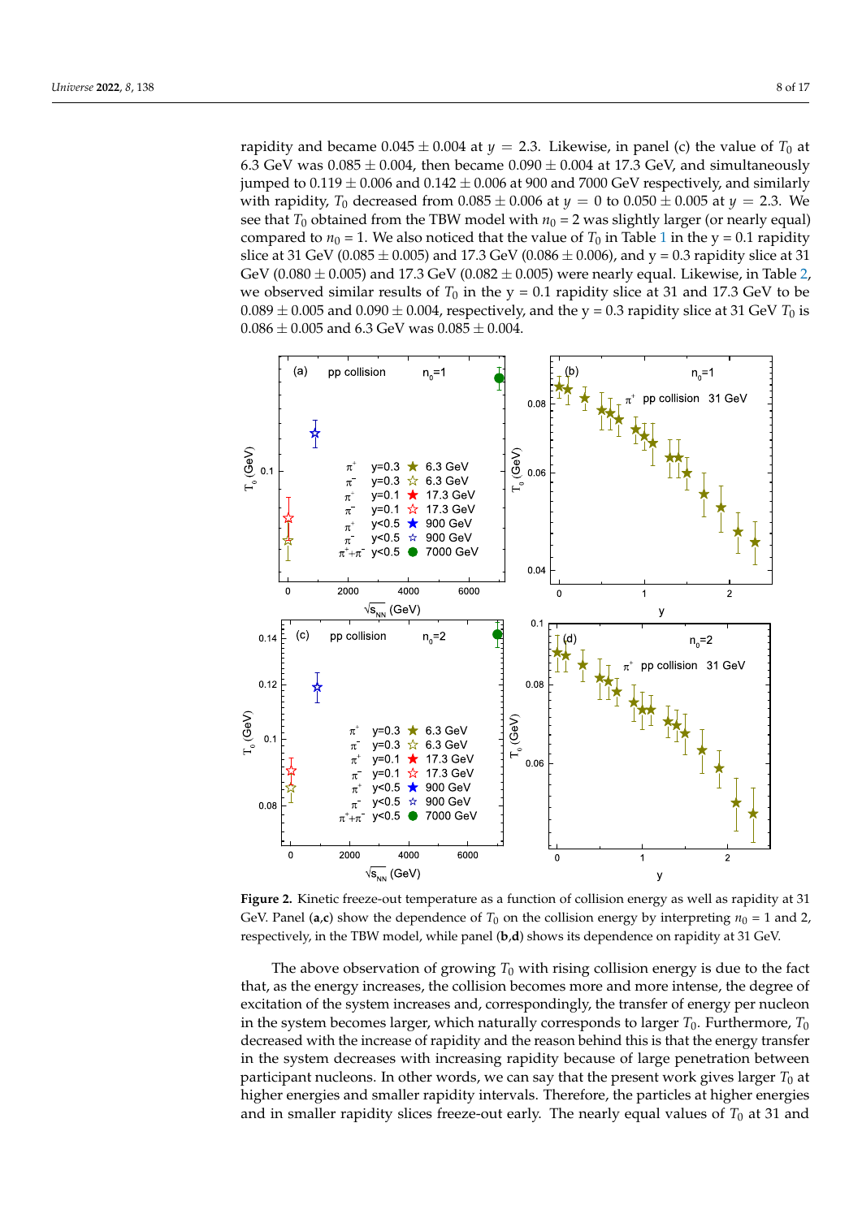rapidity and became $0.045 \pm 0.004$ at $y = 2.3$. Likewise, in panel (c) the value of $T_0$ at 6.3 GeV was $0.085 \pm 0.004$, then became $0.090 \pm 0.004$ at 17.3 GeV, and simultaneously jumped to $0.119 \pm 0.006$ and $0.142 \pm 0.006$ at 900 and 7000 GeV respectively, and similarly with rapidity, $T_0$ decreased from $0.085 \pm 0.006$ at $y = 0$ to $0.050 \pm 0.005$ at $y = 2.3$. We see that $T_0$ obtained from the TBW model with $n_0 = 2$ was slightly larger (or nearly equal) compared to $n_0 = 1$. We also noticed that the value of $T_0$ in Table 1 in the y = 0.1 rapidity slice at 31 GeV ($0.085 \pm 0.005$) and 17.3 GeV ($0.086 \pm 0.006$), and y = 0.3 rapidity slice at 31 GeV ($0.080 \pm 0.005$) and 17.3 GeV ($0.082 \pm 0.005$) were nearly equal. Likewise, in Table 2, we observed similar results of $T_0$ in the y = 0.1 rapidity slice at 31 and 17.3 GeV to be $0.089 \pm 0.005$ and $0.090 \pm 0.004$, respectively, and the y = 0.3 rapidity slice at 31 GeV $T_0$ is $0.086 \pm 0.005$ and 6.3 GeV was $0.085 \pm 0.004$.

**Figure 2.** Kinetic freeze-out temperature as a function of collision energy as well as rapidity at 31 GeV. Panel (**a**,**c**) show the dependence of $T_0$ on the collision energy by interpreting $n_0$ = 1 and 2, respectively, in the TBW model, while panel (**b**,**d**) shows its dependence on rapidity at 31 GeV.

The above observation of growing $T_0$ with rising collision energy is due to the fact that, as the energy increases, the collision becomes more and more intense, the degree of excitation of the system increases and, correspondingly, the transfer of energy per nucleon in the system becomes larger, which naturally corresponds to larger $T_0$. Furthermore, $T_0$ decreased with the increase of rapidity and the reason behind this is that the energy transfer in the system decreases with increasing rapidity because of large penetration between participant nucleons. In other words, we can say that the present work gives larger $T_0$ at higher energies and smaller rapidity intervals. Therefore, the particles at higher energies and in smaller rapidity slices freeze-out early. The nearly equal values of $T_0$ at 31 and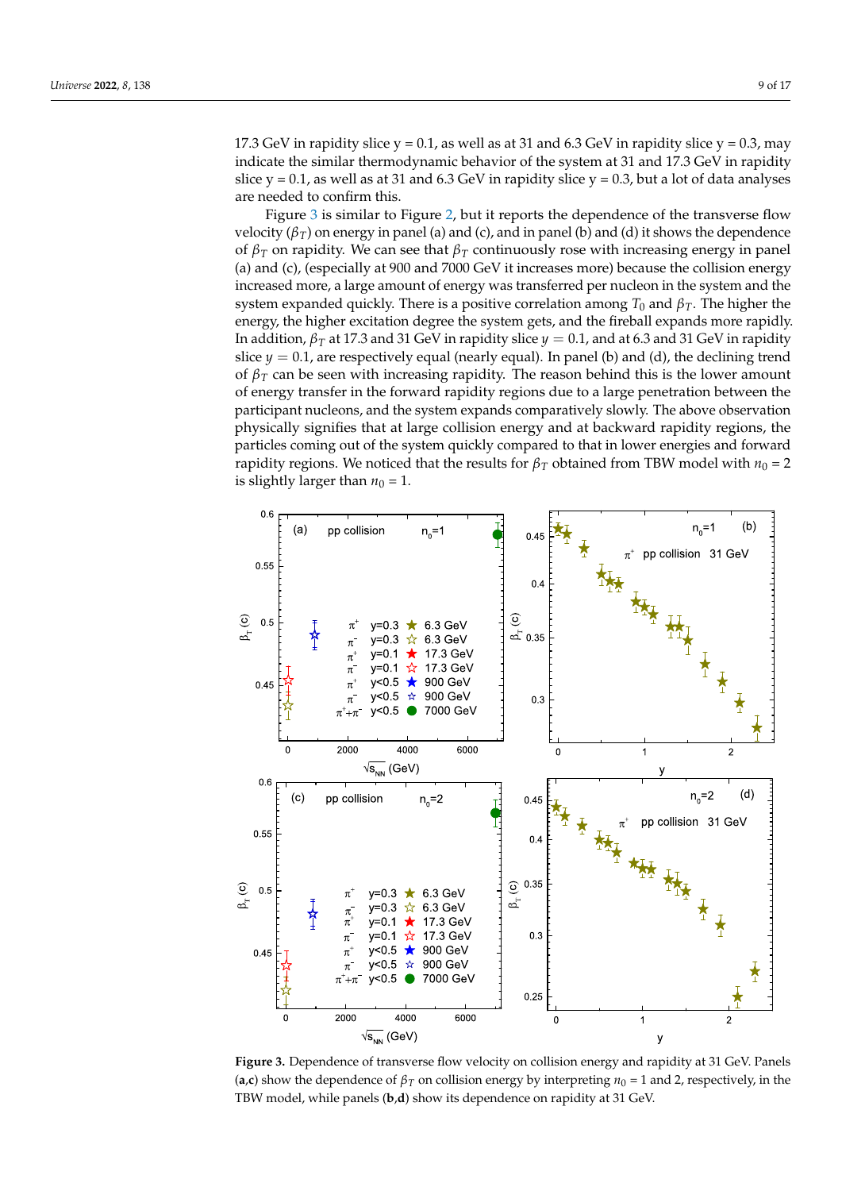17.3 GeV in rapidity slice y = 0.1, as well as at 31 and 6.3 GeV in rapidity slice y = 0.3, may indicate the similar thermodynamic behavior of the system at 31 and 17.3 GeV in rapidity slice y = 0.1, as well as at 31 and 6.3 GeV in rapidity slice y = 0.3, but a lot of data analyses are needed to confirm this.

Figure 3 is similar to Figure 2, but it reports the dependence of the transverse flow velocity ($\beta_T$) on energy in panel (a) and (c), and in panel (b) and (d) it shows the dependence of $\beta_T$ on rapidity. We can see that $\beta_T$ continuously rose with increasing energy in panel (a) and (c), (especially at 900 and 7000 GeV it increases more) because the collision energy increased more, a large amount of energy was transferred per nucleon in the system and the system expanded quickly. There is a positive correlation among $T_0$ and $\beta_T$. The higher the energy, the higher excitation degree the system gets, and the fireball expands more rapidly. In addition, $\beta_T$ at 17.3 and 31 GeV in rapidity slice $y = 0.1$, and at 6.3 and 31 GeV in rapidity slice $y = 0.1$, are respectively equal (nearly equal). In panel (b) and (d), the declining trend of $\beta_T$ can be seen with increasing rapidity. The reason behind this is the lower amount of energy transfer in the forward rapidity regions due to a large penetration between the participant nucleons, and the system expands comparatively slowly. The above observation physically signifies that at large collision energy and at backward rapidity regions, the particles coming out of the system quickly compared to that in lower energies and forward rapidity regions. We noticed that the results for $\beta_T$ obtained from TBW model with $n_0$ = 2 is slightly larger than $n_0$ = 1.

**Figure 3.** Dependence of transverse flow velocity on collision energy and rapidity at 31 GeV. Panels (**a**,**c**) show the dependence of $\beta_T$ on collision energy by interpreting $n_0$ = 1 and 2, respectively, in the TBW model, while panels (**b**,**d**) show its dependence on rapidity at 31 GeV.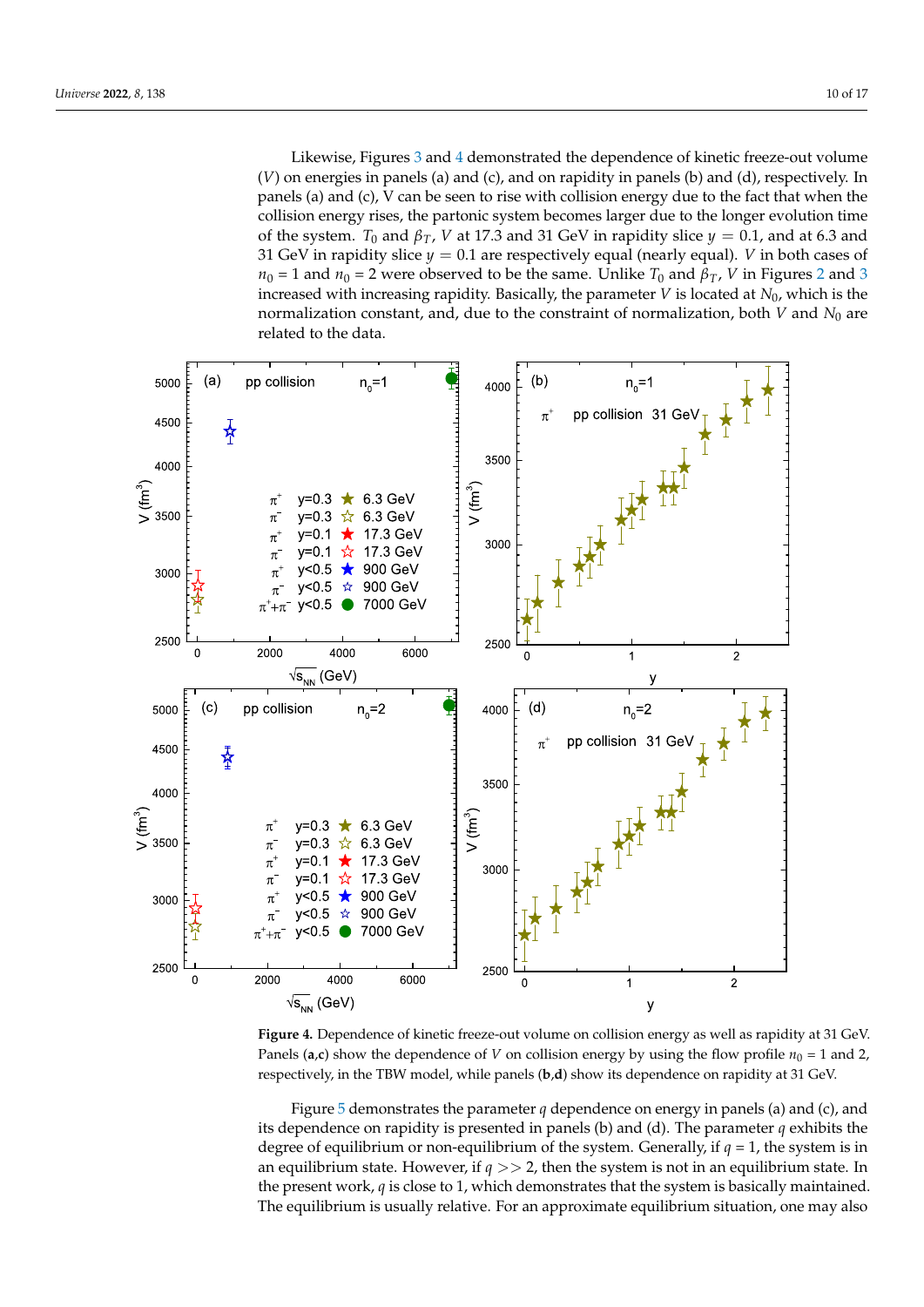Likewise, Figures 3 and 4 demonstrated the dependence of kinetic freeze-out volume ($V$) on energies in panels (a) and (c), and on rapidity in panels (b) and (d), respectively. In panels (a) and (c), V can be seen to rise with collision energy due to the fact that when the collision energy rises, the partonic system becomes larger due to the longer evolution time of the system. $T_0$ and $\beta_T$, $V$ at 17.3 and 31 GeV in rapidity slice $y = 0.1$, and at 6.3 and 31 GeV in rapidity slice $y = 0.1$ are respectively equal (nearly equal). $V$ in both cases of $n_0$ = 1 and $n_0$ = 2 were observed to be the same. Unlike $T_0$ and $\beta_T$, $V$ in Figures 2 and 3 increased with increasing rapidity. Basically, the parameter $V$ is located at $N_0$, which is the normalization constant, and, due to the constraint of normalization, both $V$ and $N_0$ are related to the data.

**Figure 4.** Dependence of kinetic freeze-out volume on collision energy as well as rapidity at 31 GeV. Panels (**a**,**c**) show the dependence of $V$ on collision energy by using the flow profile $n_0$ = 1 and 2, respectively, in the TBW model, while panels (**b**,**d**) show its dependence on rapidity at 31 GeV.

Figure 5 demonstrates the parameter $q$ dependence on energy in panels (a) and (c), and its dependence on rapidity is presented in panels (b) and (d). The parameter $q$ exhibits the degree of equilibrium or non-equilibrium of the system. Generally, if $q$ = 1, the system is in an equilibrium state. However, if $q >> 2$, then the system is not in an equilibrium state. In the present work, $q$ is close to 1, which demonstrates that the system is basically maintained. The equilibrium is usually relative. For an approximate equilibrium situation, one may also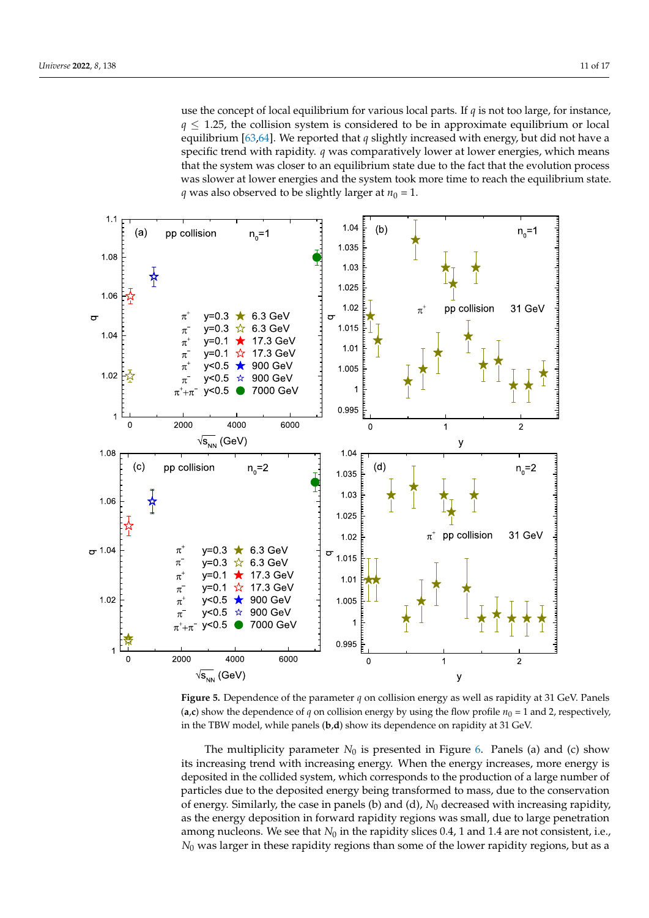use the concept of local equilibrium for various local parts. If $q$ is not too large, for instance, $q \leq 1.25$, the collision system is considered to be in approximate equilibrium or local equilibrium [63,64]. We reported that $q$ slightly increased with energy, but did not have a specific trend with rapidity. $q$ was comparatively lower at lower energies, which means that the system was closer to an equilibrium state due to the fact that the evolution process was slower at lower energies and the system took more time to reach the equilibrium state. $q$ was also observed to be slightly larger at $n_0 = 1$.

**Figure 5.** Dependence of the parameter $q$ on collision energy as well as rapidity at 31 GeV. Panels (**a**,**c**) show the dependence of $q$ on collision energy by using the flow profile $n_0 = 1$ and 2, respectively, in the TBW model, while panels (**b**,**d**) show its dependence on rapidity at 31 GeV.

The multiplicity parameter $N_0$ is presented in Figure 6. Panels (a) and (c) show its increasing trend with increasing energy. When the energy increases, more energy is deposited in the collided system, which corresponds to the production of a large number of particles due to the deposited energy being transformed to mass, due to the conservation of energy. Similarly, the case in panels (b) and (d), $N_0$ decreased with increasing rapidity, as the energy deposition in forward rapidity regions was small, due to large penetration among nucleons. We see that $N_0$ in the rapidity slices 0.4, 1 and 1.4 are not consistent, i.e., $N_0$ was larger in these rapidity regions than some of the lower rapidity regions, but as a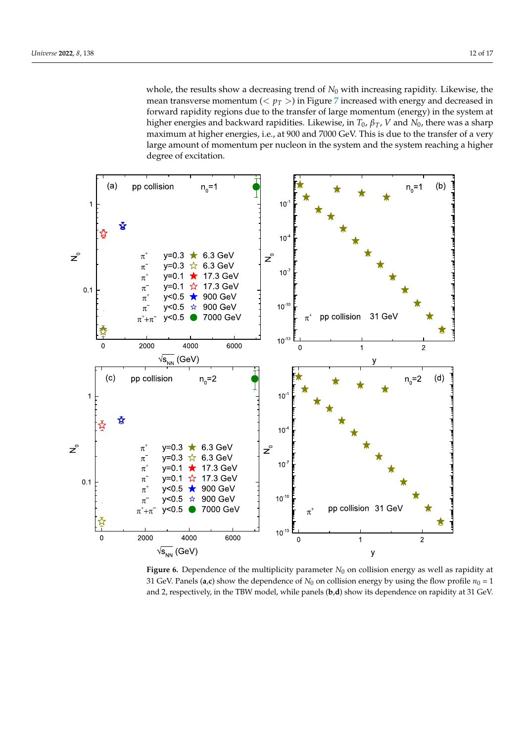whole, the results show a decreasing trend of $N_0$ with increasing rapidity. Likewise, the mean transverse momentum ($< p_T >$) in Figure 7 increased with energy and decreased in forward rapidity regions due to the transfer of large momentum (energy) in the system at higher energies and backward rapidities. Likewise, in $T_0$, $\beta_T$, $V$ and $N_0$, there was a sharp maximum at higher energies, i.e., at 900 and 7000 GeV. This is due to the transfer of a very large amount of momentum per nucleon in the system and the system reaching a higher degree of excitation.

**Figure 6.** Dependence of the multiplicity parameter $N_0$ on collision energy as well as rapidity at 31 GeV. Panels (**a**,**c**) show the dependence of $N_0$ on collision energy by using the flow profile $n_0 = 1$ and 2, respectively, in the TBW model, while panels (**b**,**d**) show its dependence on rapidity at 31 GeV.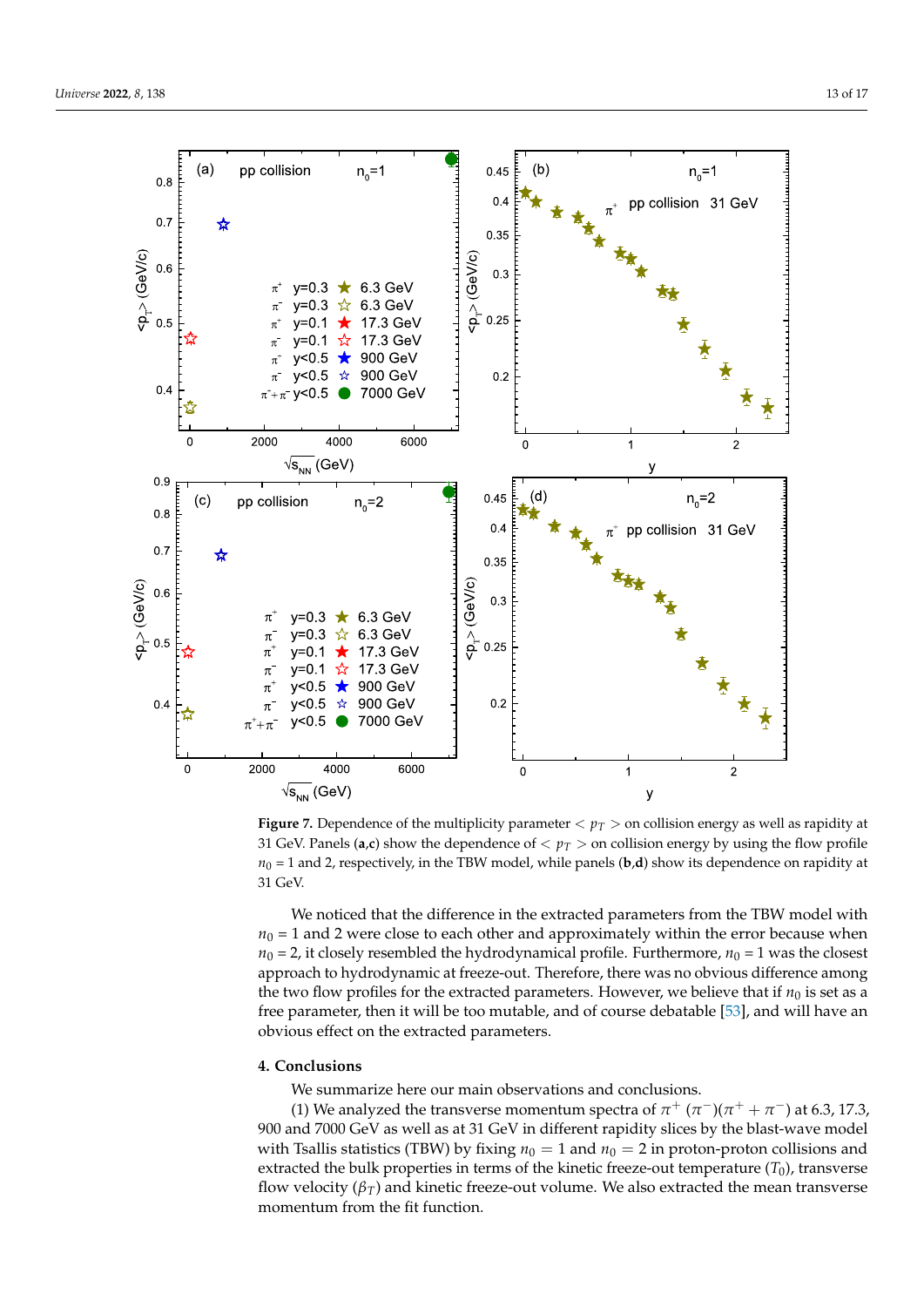**Figure 7.** Dependence of the multiplicity parameter $< p_T >$ on collision energy as well as rapidity at 31 GeV. Panels (**a**,**c**) show the dependence of $< p_T >$ on collision energy by using the flow profile $n_0 = 1$ and 2, respectively, in the TBW model, while panels (**b**,**d**) show its dependence on rapidity at 31 GeV.

We noticed that the difference in the extracted parameters from the TBW model with $n_0 = 1$ and 2 were close to each other and approximately within the error because when $n_0 = 2$, it closely resembled the hydrodynamical profile. Furthermore, $n_0 = 1$ was the closest approach to hydrodynamic at freeze-out. Therefore, there was no obvious difference among the two flow profiles for the extracted parameters. However, we believe that if $n_0$ is set as a free parameter, then it will be too mutable, and of course debatable [53], and will have an obvious effect on the extracted parameters.

## 4. Conclusions

We summarize here our main observations and conclusions.

(1) We analyzed the transverse momentum spectra of $\pi^+$ $(\pi^-)(\pi^+ + \pi^-)$ at 6.3, 17.3, 900 and 7000 GeV as well as at 31 GeV in different rapidity slices by the blast-wave model with Tsallis statistics (TBW) by fixing $n_0 = 1$ and $n_0 = 2$ in proton-proton collisions and extracted the bulk properties in terms of the kinetic freeze-out temperature ($T_0$), transverse flow velocity ($\beta_T$) and kinetic freeze-out volume. We also extracted the mean transverse momentum from the fit function.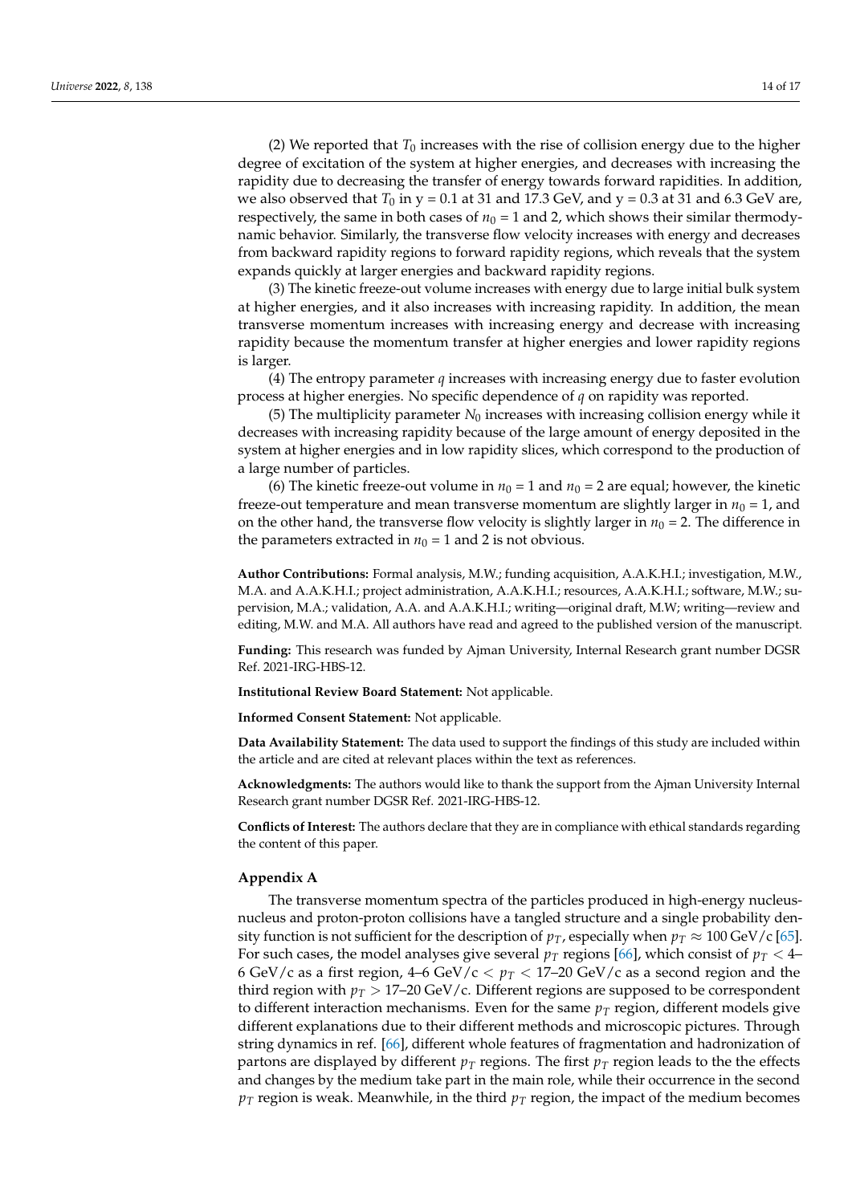(2) We reported that $T_0$ increases with the rise of collision energy due to the higher degree of excitation of the system at higher energies, and decreases with increasing the rapidity due to decreasing the transfer of energy towards forward rapidities. In addition, we also observed that $T_0$ in y = 0.1 at 31 and 17.3 GeV, and y = 0.3 at 31 and 6.3 GeV are, respectively, the same in both cases of $n_0$ = 1 and 2, which shows their similar thermodynamic behavior. Similarly, the transverse flow velocity increases with energy and decreases from backward rapidity regions to forward rapidity regions, which reveals that the system expands quickly at larger energies and backward rapidity regions.

(3) The kinetic freeze-out volume increases with energy due to large initial bulk system at higher energies, and it also increases with increasing rapidity. In addition, the mean transverse momentum increases with increasing energy and decrease with increasing rapidity because the momentum transfer at higher energies and lower rapidity regions is larger.

(4) The entropy parameter $q$ increases with increasing energy due to faster evolution process at higher energies. No specific dependence of $q$ on rapidity was reported.

(5) The multiplicity parameter $N_0$ increases with increasing collision energy while it decreases with increasing rapidity because of the large amount of energy deposited in the system at higher energies and in low rapidity slices, which correspond to the production of a large number of particles.

(6) The kinetic freeze-out volume in $n_0$ = 1 and $n_0$ = 2 are equal; however, the kinetic freeze-out temperature and mean transverse momentum are slightly larger in $n_0$ = 1, and on the other hand, the transverse flow velocity is slightly larger in $n_0$ = 2. The difference in the parameters extracted in $n_0$ = 1 and 2 is not obvious.

**Author Contributions:** Formal analysis, M.W.; funding acquisition, A.A.K.H.I.; investigation, M.W., M.A. and A.A.K.H.I.; project administration, A.A.K.H.I.; resources, A.A.K.H.I.; software, M.W.; supervision, M.A.; validation, A.A. and A.A.K.H.I.; writing—original draft, M.W; writing—review and editing, M.W. and M.A. All authors have read and agreed to the published version of the manuscript.

**Funding:** This research was funded by Ajman University, Internal Research grant number DGSR Ref. 2021-IRG-HBS-12.

**Institutional Review Board Statement:** Not applicable.

**Informed Consent Statement:** Not applicable.

**Data Availability Statement:** The data used to support the findings of this study are included within the article and are cited at relevant places within the text as references.

**Acknowledgments:** The authors would like to thank the support from the Ajman University Internal Research grant number DGSR Ref. 2021-IRG-HBS-12.

**Conflicts of Interest:** The authors declare that they are in compliance with ethical standards regarding the content of this paper.

## Appendix A

The transverse momentum spectra of the particles produced in high-energy nucleus-nucleus and proton-proton collisions have a tangled structure and a single probability density function is not sufficient for the description of $p_T$, especially when $p_T \approx 100$ GeV/c [65]. For such cases, the model analyses give several $p_T$ regions [66], which consist of $p_T <$ 4–6 GeV/c as a first region, 4–6 GeV/c $< p_T <$ 17–20 GeV/c as a second region and the third region with $p_T >$ 17–20 GeV/c. Different regions are supposed to be correspondent to different interaction mechanisms. Even for the same $p_T$ region, different models give different explanations due to their different methods and microscopic pictures. Through string dynamics in ref. [66], different whole features of fragmentation and hadronization of partons are displayed by different $p_T$ regions. The first $p_T$ region leads to the the effects and changes by the medium take part in the main role, while their occurrence in the second $p_T$ region is weak. Meanwhile, in the third $p_T$ region, the impact of the medium becomes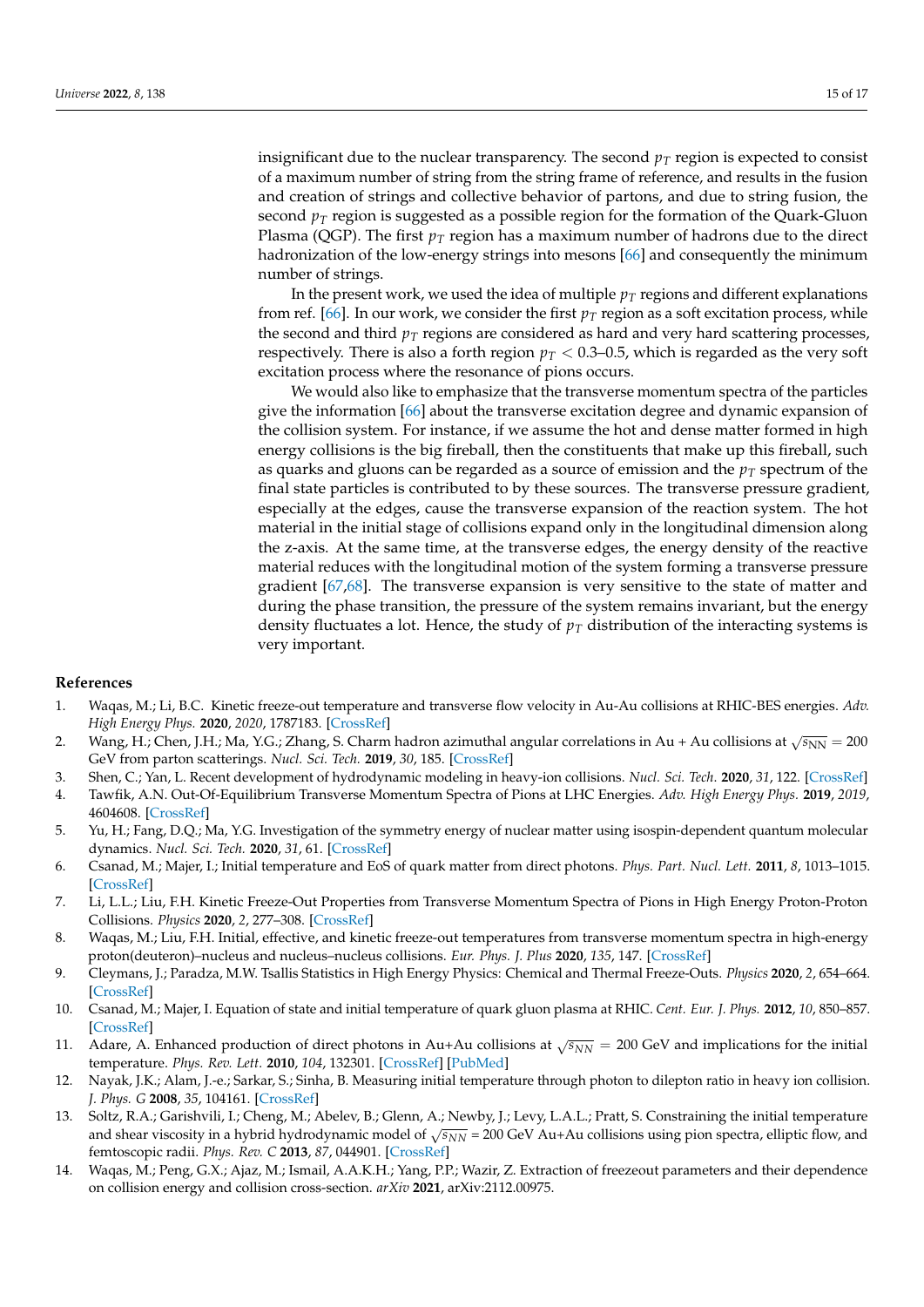insignificant due to the nuclear transparency. The second $p_T$ region is expected to consist of a maximum number of string from the string frame of reference, and results in the fusion and creation of strings and collective behavior of partons, and due to string fusion, the second $p_T$ region is suggested as a possible region for the formation of the Quark-Gluon Plasma (QGP). The first $p_T$ region has a maximum number of hadrons due to the direct hadronization of the low-energy strings into mesons [66] and consequently the minimum number of strings.

In the present work, we used the idea of multiple $p_T$ regions and different explanations from ref. [66]. In our work, we consider the first $p_T$ region as a soft excitation process, while the second and third $p_T$ regions are considered as hard and very hard scattering processes, respectively. There is also a forth region $p_T < 0.3$–$0.5$, which is regarded as the very soft excitation process where the resonance of pions occurs.

We would also like to emphasize that the transverse momentum spectra of the particles give the information [66] about the transverse excitation degree and dynamic expansion of the collision system. For instance, if we assume the hot and dense matter formed in high energy collisions is the big fireball, then the constituents that make up this fireball, such as quarks and gluons can be regarded as a source of emission and the $p_T$ spectrum of the final state particles is contributed to by these sources. The transverse pressure gradient, especially at the edges, cause the transverse expansion of the reaction system. The hot material in the initial stage of collisions expand only in the longitudinal dimension along the z-axis. At the same time, at the transverse edges, the energy density of the reactive material reduces with the longitudinal motion of the system forming a transverse pressure gradient [67,68]. The transverse expansion is very sensitive to the state of matter and during the phase transition, the pressure of the system remains invariant, but the energy density fluctuates a lot. Hence, the study of $p_T$ distribution of the interacting systems is very important.

## References

1. Waqas, M.; Li, B.C. Kinetic freeze-out temperature and transverse flow velocity in Au-Au collisions at RHIC-BES energies. *Adv. High Energy Phys.* **2020**, *2020*, 1787183. [CrossRef]
2. Wang, H.; Chen, J.H.; Ma, Y.G.; Zhang, S. Charm hadron azimuthal angular correlations in Au + Au collisions at $\sqrt{s_{\rm NN}} = 200$ GeV from parton scatterings. *Nucl. Sci. Tech.* **2019**, *30*, 185. [CrossRef]
3. Shen, C.; Yan, L. Recent development of hydrodynamic modeling in heavy-ion collisions. *Nucl. Sci. Tech.* **2020**, *31*, 122. [CrossRef]
4. Tawfik, A.N. Out-Of-Equilibrium Transverse Momentum Spectra of Pions at LHC Energies. *Adv. High Energy Phys.* **2019**, *2019*, 4604608. [CrossRef]
5. Yu, H.; Fang, D.Q.; Ma, Y.G. Investigation of the symmetry energy of nuclear matter using isospin-dependent quantum molecular dynamics. *Nucl. Sci. Tech.* **2020**, *31*, 61. [CrossRef]
6. Csanad, M.; Majer, I.; Initial temperature and EoS of quark matter from direct photons. *Phys. Part. Nucl. Lett.* **2011**, *8*, 1013–1015. [CrossRef]
7. Li, L.L.; Liu, F.H. Kinetic Freeze-Out Properties from Transverse Momentum Spectra of Pions in High Energy Proton-Proton Collisions. *Physics* **2020**, *2*, 277–308. [CrossRef]
8. Waqas, M.; Liu, F.H. Initial, effective, and kinetic freeze-out temperatures from transverse momentum spectra in high-energy proton(deuteron)–nucleus and nucleus–nucleus collisions. *Eur. Phys. J. Plus* **2020**, *135*, 147. [CrossRef]
9. Cleymans, J.; Paradza, M.W. Tsallis Statistics in High Energy Physics: Chemical and Thermal Freeze-Outs. *Physics* **2020**, *2*, 654–664. [CrossRef]
10. Csanad, M.; Majer, I. Equation of state and initial temperature of quark gluon plasma at RHIC. *Cent. Eur. J. Phys.* **2012**, *10*, 850–857. [CrossRef]
11. Adare, A. Enhanced production of direct photons in Au+Au collisions at $\sqrt{s_{NN}} = 200$ GeV and implications for the initial temperature. *Phys. Rev. Lett.* **2010**, *104*, 132301. [CrossRef] [PubMed]
12. Nayak, J.K.; Alam, J.-e.; Sarkar, S.; Sinha, B. Measuring initial temperature through photon to dilepton ratio in heavy ion collision. *J. Phys. G* **2008**, *35*, 104161. [CrossRef]
13. Soltz, R.A.; Garishvili, I.; Cheng, M.; Abelev, B.; Glenn, A.; Newby, J.; Levy, L.A.L.; Pratt, S. Constraining the initial temperature and shear viscosity in a hybrid hydrodynamic model of $\sqrt{s_{NN}} = 200$ GeV Au+Au collisions using pion spectra, elliptic flow, and femtoscopic radii. *Phys. Rev. C* **2013**, *87*, 044901. [CrossRef]
14. Waqas, M.; Peng, G.X.; Ajaz, M.; Ismail, A.A.K.H.; Yang, P.P.; Wazir, Z. Extraction of freezeout parameters and their dependence on collision energy and collision cross-section. *arXiv* **2021**, arXiv:2112.00975.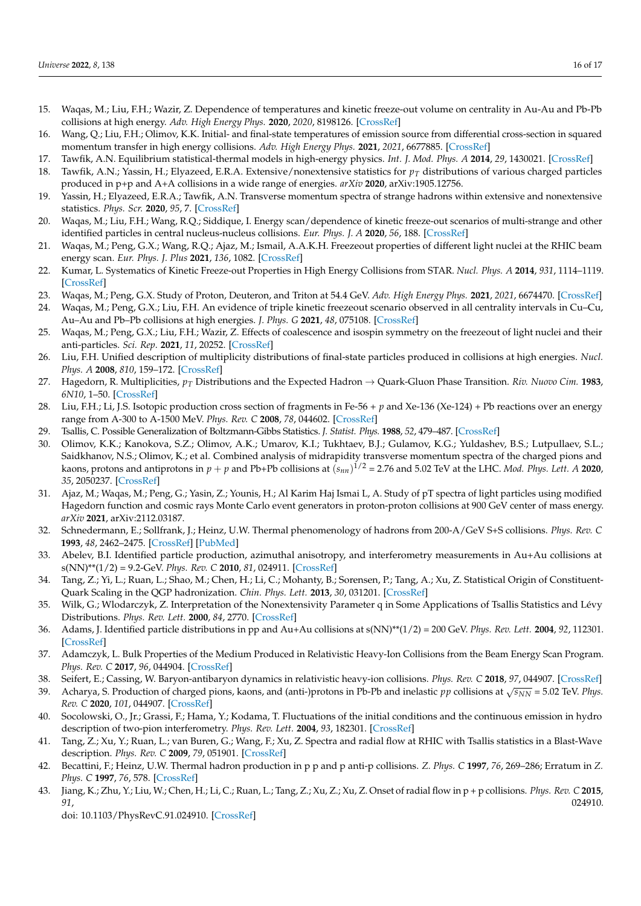15. Waqas, M.; Liu, F.H.; Wazir, Z. Dependence of temperatures and kinetic freeze-out volume on centrality in Au-Au and Pb-Pb collisions at high energy. *Adv. High Energy Phys.* **2020**, *2020*, 8198126. [CrossRef]
16. Wang, Q.; Liu, F.H.; Olimov, K.K. Initial- and final-state temperatures of emission source from differential cross-section in squared momentum transfer in high energy collisions. *Adv. High Energy Phys.* **2021**, *2021*, 6677885. [CrossRef]
17. Tawfik, A.N. Equilibrium statistical-thermal models in high-energy physics. *Int. J. Mod. Phys. A* **2014**, *29*, 1430021. [CrossRef]
18. Tawfik, A.N.; Yassin, H.; Elyazeed, E.R.A. Extensive/nonextensive statistics for $p_T$ distributions of various charged particles produced in p+p and A+A collisions in a wide range of energies. *arXiv* **2020**, arXiv:1905.12756.
19. Yassin, H.; Elyazeed, E.R.A.; Tawfik, A.N. Transverse momentum spectra of strange hadrons within extensive and nonextensive statistics. *Phys. Scr.* **2020**, *95*, 7. [CrossRef]
20. Waqas, M.; Liu, F.H.; Wang, R.Q.; Siddique, I. Energy scan/dependence of kinetic freeze-out scenarios of multi-strange and other identified particles in central nucleus-nucleus collisions. *Eur. Phys. J. A* **2020**, *56*, 188. [CrossRef]
21. Waqas, M.; Peng, G.X.; Wang, R.Q.; Ajaz, M.; Ismail, A.A.K.H. Freezeout properties of different light nuclei at the RHIC beam energy scan. *Eur. Phys. J. Plus* **2021**, *136*, 1082. [CrossRef]
22. Kumar, L. Systematics of Kinetic Freeze-out Properties in High Energy Collisions from STAR. *Nucl. Phys. A* **2014**, *931*, 1114–1119. [CrossRef]
23. Waqas, M.; Peng, G.X. Study of Proton, Deuteron, and Triton at 54.4 GeV. *Adv. High Energy Phys.* **2021**, *2021*, 6674470. [CrossRef]
24. Waqas, M.; Peng, G.X.; Liu, F.H. An evidence of triple kinetic freezeout scenario observed in all centrality intervals in Cu–Cu, Au–Au and Pb–Pb collisions at high energies. *J. Phys. G* **2021**, *48*, 075108. [CrossRef]
25. Waqas, M.; Peng, G.X.; Liu, F.H.; Wazir, Z. Effects of coalescence and isospin symmetry on the freezeout of light nuclei and their anti-particles. *Sci. Rep.* **2021**, *11*, 20252. [CrossRef]
26. Liu, F.H. Unified description of multiplicity distributions of final-state particles produced in collisions at high energies. *Nucl. Phys. A* **2008**, *810*, 159–172. [CrossRef]
27. Hagedorn, R. Multiplicities, $p_T$ Distributions and the Expected Hadron $\rightarrow$ Quark-Gluon Phase Transition. *Riv. Nuovo Cim.* **1983**, *6N10*, 1–50. [CrossRef]
28. Liu, F.H.; Li, J.S. Isotopic production cross section of fragments in Fe-56 + $p$ and Xe-136 (Xe-124) + Pb reactions over an energy range from A-300 to A-1500 MeV. *Phys. Rev. C* **2008**, *78*, 044602. [CrossRef]
29. Tsallis, C. Possible Generalization of Boltzmann-Gibbs Statistics. *J. Statist. Phys.* **1988**, *52*, 479–487. [CrossRef]
30. Olimov, K.K.; Kanokova, S.Z.; Olimov, A.K.; Umarov, K.I.; Tukhtaev, B.J.; Gulamov, K.G.; Yuldashev, B.S.; Lutpullaev, S.L.; Saidkhanov, N.S.; Olimov, K.; et al. Combined analysis of midrapidity transverse momentum spectra of the charged pions and kaons, protons and antiprotons in $p + p$ and Pb+Pb collisions at $(s_{nn})^{1/2}$ = 2.76 and 5.02 TeV at the LHC. *Mod. Phys. Lett. A* **2020**, *35*, 2050237. [CrossRef]
31. Ajaz, M.; Waqas, M.; Peng, G.; Yasin, Z.; Younis, H.; Al Karim Haj Ismai L, A. Study of pT spectra of light particles using modified Hagedorn function and cosmic rays Monte Carlo event generators in proton-proton collisions at 900 GeV center of mass energy. *arXiv* **2021**, arXiv:2112.03187.
32. Schnedermann, E.; Sollfrank, J.; Heinz, U.W. Thermal phenomenology of hadrons from 200-A/GeV S+S collisions. *Phys. Rev. C* **1993**, *48*, 2462–2475. [CrossRef] [PubMed]
33. Abelev, B.I. Identified particle production, azimuthal anisotropy, and interferometry measurements in Au+Au collisions at s(NN)**(1/2) = 9.2-GeV. *Phys. Rev. C* **2010**, *81*, 024911. [CrossRef]
34. Tang, Z.; Yi, L.; Ruan, L.; Shao, M.; Chen, H.; Li, C.; Mohanty, B.; Sorensen, P.; Tang, A.; Xu, Z. Statistical Origin of Constituent-Quark Scaling in the QGP hadronization. *Chin. Phys. Lett.* **2013**, *30*, 031201. [CrossRef]
35. Wilk, G.; Wlodarczyk, Z. Interpretation of the Nonextensivity Parameter q in Some Applications of Tsallis Statistics and Lévy Distributions. *Phys. Rev. Lett.* **2000**, *84*, 2770. [CrossRef]
36. Adams, J. Identified particle distributions in pp and Au+Au collisions at s(NN)**(1/2) = 200 GeV. *Phys. Rev. Lett.* **2004**, *92*, 112301. [CrossRef]
37. Adamczyk, L. Bulk Properties of the Medium Produced in Relativistic Heavy-Ion Collisions from the Beam Energy Scan Program. *Phys. Rev. C* **2017**, *96*, 044904. [CrossRef]
38. Seifert, E.; Cassing, W. Baryon-antibaryon dynamics in relativistic heavy-ion collisions. *Phys. Rev. C* **2018**, *97*, 044907. [CrossRef]
39. Acharya, S. Production of charged pions, kaons, and (anti-)protons in Pb-Pb and inelastic $pp$ collisions at $\sqrt{s_{NN}}$ = 5.02 TeV. *Phys. Rev. C* **2020**, *101*, 044907. [CrossRef]
40. Socolowski, O., Jr.; Grassi, F.; Hama, Y.; Kodama, T. Fluctuations of the initial conditions and the continuous emission in hydro description of two-pion interferometry. *Phys. Rev. Lett.* **2004**, *93*, 182301. [CrossRef]
41. Tang, Z.; Xu, Y.; Ruan, L.; van Buren, G.; Wang, F.; Xu, Z. Spectra and radial flow at RHIC with Tsallis statistics in a Blast-Wave description. *Phys. Rev. C* **2009**, *79*, 051901. [CrossRef]
42. Becattini, F.; Heinz, U.W. Thermal hadron production in p p and p anti-p collisions. *Z. Phys. C* **1997**, *76*, 269–286; Erratum in *Z. Phys. C* **1997**, *76*, 578. [CrossRef]
43. Jiang, K.; Zhu, Y.; Liu, W.; Chen, H.; Li, C.; Ruan, L.; Tang, Z.; Xu, Z.; Xu, Z. Onset of radial flow in p + p collisions. *Phys. Rev. C* **2015**, *91*, 024910. doi: 10.1103/PhysRevC.91.024910. [CrossRef]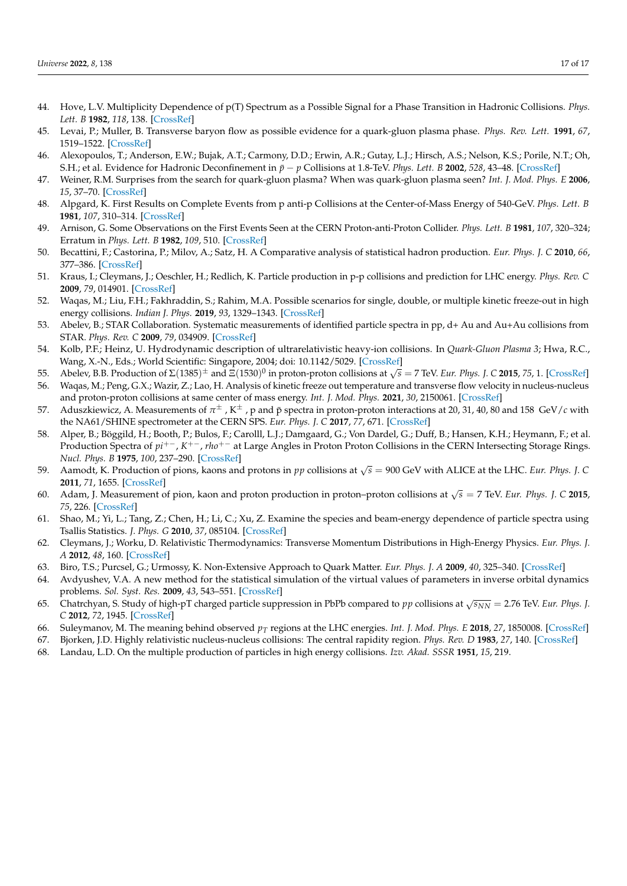44. Hove, L.V. Multiplicity Dependence of p(T) Spectrum as a Possible Signal for a Phase Transition in Hadronic Collisions. *Phys. Lett. B* **1982**, *118*, 138. [CrossRef]
45. Levai, P.; Muller, B. Transverse baryon flow as possible evidence for a quark-gluon plasma phase. *Phys. Rev. Lett.* **1991**, *67*, 1519–1522. [CrossRef]
46. Alexopoulos, T.; Anderson, E.W.; Bujak, A.T.; Carmony, D.D.; Erwin, A.R.; Gutay, L.J.; Hirsch, A.S.; Nelson, K.S.; Porile, N.T.; Oh, S.H.; et al. Evidence for Hadronic Deconfinement in $\bar{p} - p$ Collisions at 1.8-TeV. *Phys. Lett. B* **2002**, *528*, 43–48. [CrossRef]
47. Weiner, R.M. Surprises from the search for quark-gluon plasma? When was quark-gluon plasma seen? *Int. J. Mod. Phys. E* **2006**, *15*, 37–70. [CrossRef]
48. Alpgard, K. First Results on Complete Events from p anti-p Collisions at the Center-of-Mass Energy of 540-GeV. *Phys. Lett. B* **1981**, *107*, 310–314. [CrossRef]
49. Arnison, G. Some Observations on the First Events Seen at the CERN Proton-anti-Proton Collider. *Phys. Lett. B* **1981**, *107*, 320–324; Erratum in *Phys. Lett. B* **1982**, *109*, 510. [CrossRef]
50. Becattini, F.; Castorina, P.; Milov, A.; Satz, H. A Comparative analysis of statistical hadron production. *Eur. Phys. J. C* **2010**, *66*, 377–386. [CrossRef]
51. Kraus, I.; Cleymans, J.; Oeschler, H.; Redlich, K. Particle production in p-p collisions and prediction for LHC energy. *Phys. Rev. C* **2009**, *79*, 014901. [CrossRef]
52. Waqas, M.; Liu, F.H.; Fakhraddin, S.; Rahim, M.A. Possible scenarios for single, double, or multiple kinetic freeze-out in high energy collisions. *Indian J. Phys.* **2019**, *93*, 1329–1343. [CrossRef]
53. Abelev, B.; STAR Collaboration. Systematic measurements of identified particle spectra in pp, d+ Au and Au+Au collisions from STAR. *Phys. Rev. C* **2009**, *79*, 034909. [CrossRef]
54. Kolb, P.F.; Heinz, U. Hydrodynamic description of ultrarelativistic heavy-ion collisions. In *Quark-Gluon Plasma 3*; Hwa, R.C., Wang, X.-N., Eds.; World Scientific: Singapore, 2004; doi: 10.1142/5029. [CrossRef]
55. Abelev, B.B. Production of $\Sigma(1385)^{\pm}$ and $\Xi(1530)^{0}$ in proton-proton collisions at $\sqrt{s} = 7$ TeV. *Eur. Phys. J. C* **2015**, *75*, 1. [CrossRef]
56. Waqas, M.; Peng, G.X.; Wazir, Z.; Lao, H. Analysis of kinetic freeze out temperature and transverse flow velocity in nucleus-nucleus and proton-proton collisions at same center of mass energy. *Int. J. Mod. Phys.* **2021**, *30*, 2150061. [CrossRef]
57. Aduszkiewicz, A. Measurements of $\pi^{\pm}$, $K^{\pm}$, p and $\bar{p}$ spectra in proton-proton interactions at 20, 31, 40, 80 and 158 GeV/$c$ with the NA61/SHINE spectrometer at the CERN SPS. *Eur. Phys. J. C* **2017**, *77*, 671. [CrossRef]
58. Alper, B.; Böggild, H.; Booth, P.; Bulos, F.; Carolll, L.J.; Damgaard, G.; Von Dardel, G.; Duff, B.; Hansen, K.H.; Heymann, F.; et al. Production Spectra of $pi^{+-}$, $K^{+-}$, $rho^{+-}$ at Large Angles in Proton Proton Collisions in the CERN Intersecting Storage Rings. *Nucl. Phys. B* **1975**, *100*, 237–290. [CrossRef]
59. Aamodt, K. Production of pions, kaons and protons in $pp$ collisions at $\sqrt{s} = 900$ GeV with ALICE at the LHC. *Eur. Phys. J. C* **2011**, *71*, 1655. [CrossRef]
60. Adam, J. Measurement of pion, kaon and proton production in proton–proton collisions at $\sqrt{s} = 7$ TeV. *Eur. Phys. J. C* **2015**, *75*, 226. [CrossRef]
61. Shao, M.; Yi, L.; Tang, Z.; Chen, H.; Li, C.; Xu, Z. Examine the species and beam-energy dependence of particle spectra using Tsallis Statistics. *J. Phys. G* **2010**, *37*, 085104. [CrossRef]
62. Cleymans, J.; Worku, D. Relativistic Thermodynamics: Transverse Momentum Distributions in High-Energy Physics. *Eur. Phys. J. A* **2012**, *48*, 160. [CrossRef]
63. Biro, T.S.; Purcsel, G.; Urmossy, K. Non-Extensive Approach to Quark Matter. *Eur. Phys. J. A* **2009**, *40*, 325–340. [CrossRef]
64. Avdyushev, V.A. A new method for the statistical simulation of the virtual values of parameters in inverse orbital dynamics problems. *Sol. Syst. Res.* **2009**, *43*, 543–551. [CrossRef]
65. Chatrchyan, S. Study of high-pT charged particle suppression in PbPb compared to $pp$ collisions at $\sqrt{s_{NN}} = 2.76$ TeV. *Eur. Phys. J. C* **2012**, *72*, 1945. [CrossRef]
66. Suleymanov, M. The meaning behind observed $p_T$ regions at the LHC energies. *Int. J. Mod. Phys. E* **2018**, *27*, 1850008. [CrossRef]
67. Bjorken, J.D. Highly relativistic nucleus-nucleus collisions: The central rapidity region. *Phys. Rev. D* **1983**, *27*, 140. [CrossRef]
68. Landau, L.D. On the multiple production of particles in high energy collisions. *Izv. Akad. SSSR* **1951**, *15*, 219.